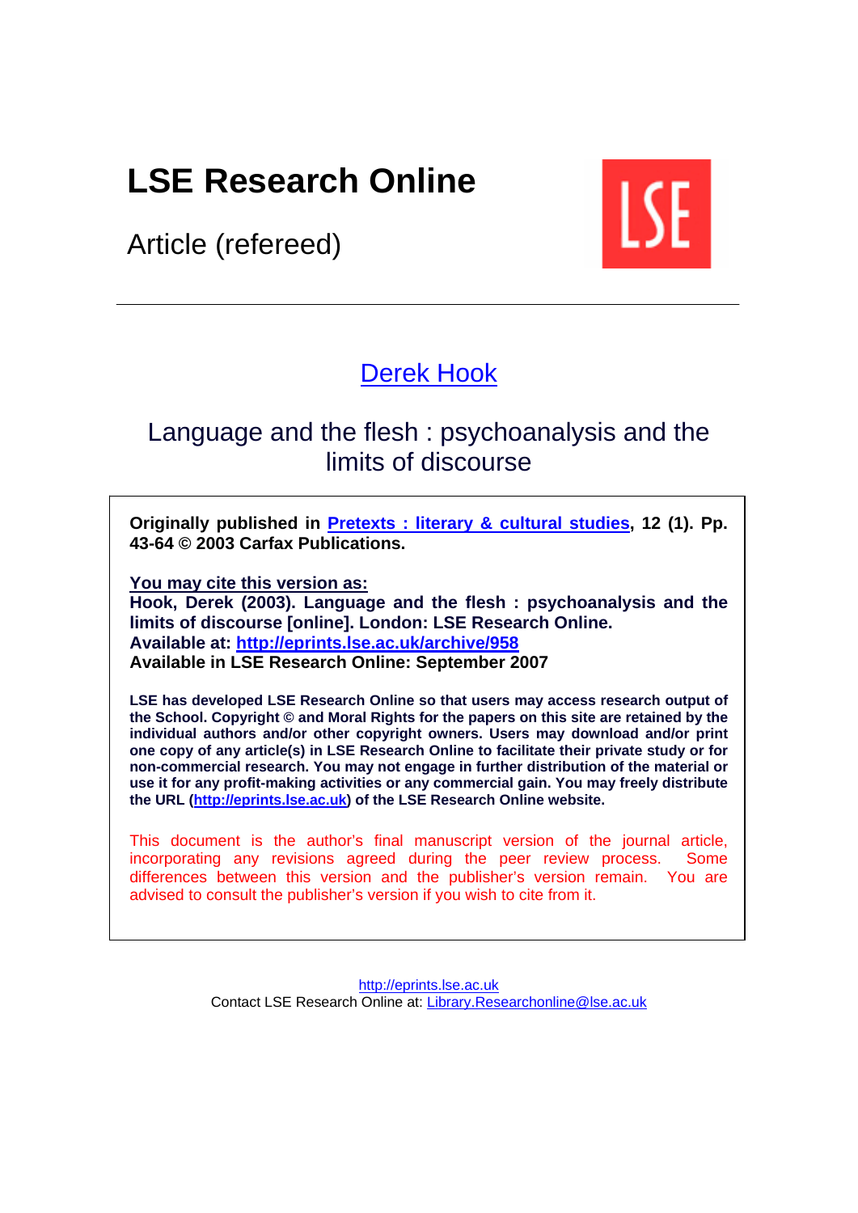# LSE Research Online

Article (refereed)

---

[Derek Hook](#)

## Language and the flesh : psychoanalysis and the limits of discourse

**Originally published in [Pretexts : literary & cultural studies](#), 12 (1). Pp. 43-64 © 2003 Carfax Publications.**

**You may cite this version as:**
**Hook, Derek (2003). Language and the flesh : psychoanalysis and the limits of discourse [online]. London: LSE Research Online.**
**Available at: [http://eprints.lse.ac.uk/archive/958](http://eprints.lse.ac.uk/archive/958)**
**Available in LSE Research Online: September 2007**

**LSE has developed LSE Research Online so that users may access research output of the School. Copyright © and Moral Rights for the papers on this site are retained by the individual authors and/or other copyright owners. Users may download and/or print one copy of any article(s) in LSE Research Online to facilitate their private study or for non-commercial research. You may not engage in further distribution of the material or use it for any profit-making activities or any commercial gain. You may freely distribute the URL ([http://eprints.lse.ac.uk](http://eprints.lse.ac.uk)) of the LSE Research Online website.**

This document is the author's final manuscript version of the journal article, incorporating any revisions agreed during the peer review process. Some differences between this version and the publisher's version remain. You are advised to consult the publisher's version if you wish to cite from it.

[http://eprints.lse.ac.uk](http://eprints.lse.ac.uk)
Contact LSE Research Online at: [Library.Researchonline@lse.ac.uk](mailto:Library.Researchonline@lse.ac.uk)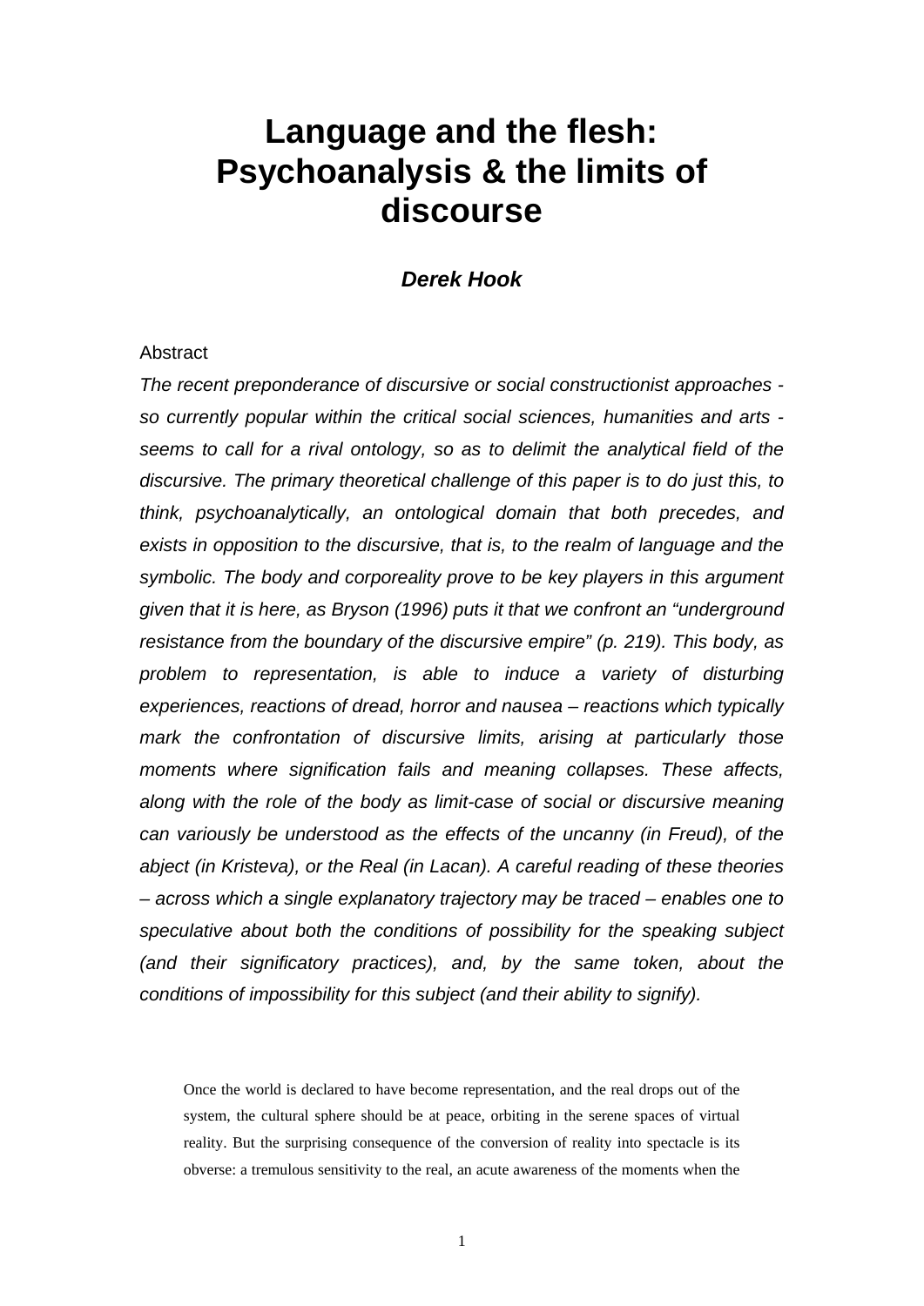# Language and the flesh: Psychoanalysis & the limits of discourse

***Derek Hook***

Abstract

*The recent preponderance of discursive or social constructionist approaches - so currently popular within the critical social sciences, humanities and arts - seems to call for a rival ontology, so as to delimit the analytical field of the discursive. The primary theoretical challenge of this paper is to do just this, to think, psychoanalytically, an ontological domain that both precedes, and exists in opposition to the discursive, that is, to the realm of language and the symbolic. The body and corporeality prove to be key players in this argument given that it is here, as Bryson (1996) puts it that we confront an "underground resistance from the boundary of the discursive empire" (p. 219). This body, as problem to representation, is able to induce a variety of disturbing experiences, reactions of dread, horror and nausea – reactions which typically mark the confrontation of discursive limits, arising at particularly those moments where signification fails and meaning collapses. These affects, along with the role of the body as limit-case of social or discursive meaning can variously be understood as the effects of the uncanny (in Freud), of the abject (in Kristeva), or the Real (in Lacan). A careful reading of these theories – across which a single explanatory trajectory may be traced – enables one to speculative about both the conditions of possibility for the speaking subject (and their significatory practices), and, by the same token, about the conditions of impossibility for this subject (and their ability to signify).*

> Once the world is declared to have become representation, and the real drops out of the system, the cultural sphere should be at peace, orbiting in the serene spaces of virtual reality. But the surprising consequence of the conversion of reality into spectacle is its obverse: a tremulous sensitivity to the real, an acute awareness of the moments when the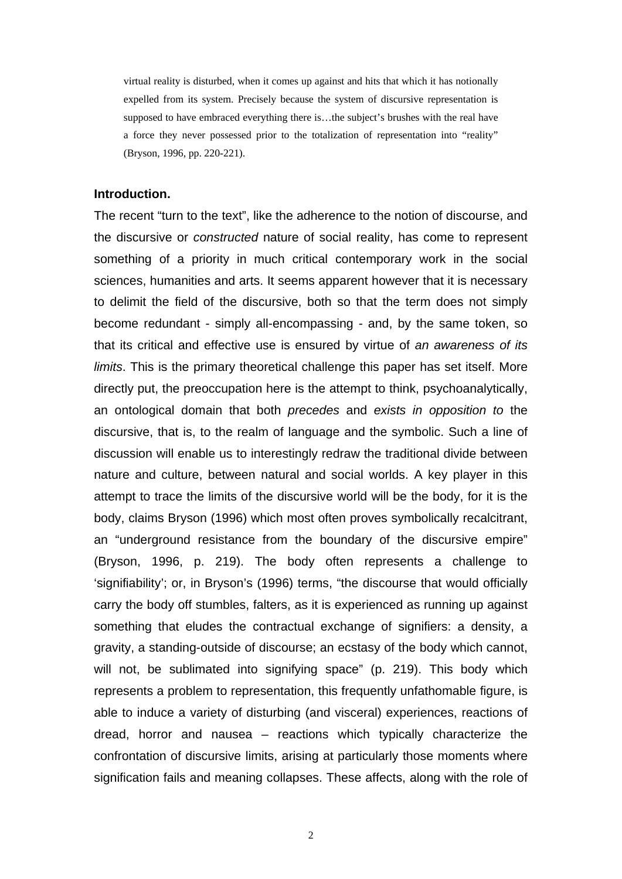> virtual reality is disturbed, when it comes up against and hits that which it has notionally expelled from its system. Precisely because the system of discursive representation is supposed to have embraced everything there is…the subject's brushes with the real have a force they never possessed prior to the totalization of representation into "reality" (Bryson, 1996, pp. 220-221).

**Introduction.**

The recent "turn to the text", like the adherence to the notion of discourse, and the discursive or *constructed* nature of social reality, has come to represent something of a priority in much critical contemporary work in the social sciences, humanities and arts. It seems apparent however that it is necessary to delimit the field of the discursive, both so that the term does not simply become redundant - simply all-encompassing - and, by the same token, so that its critical and effective use is ensured by virtue of *an awareness of its limits*. This is the primary theoretical challenge this paper has set itself. More directly put, the preoccupation here is the attempt to think, psychoanalytically, an ontological domain that both *precedes* and *exists in opposition to* the discursive, that is, to the realm of language and the symbolic. Such a line of discussion will enable us to interestingly redraw the traditional divide between nature and culture, between natural and social worlds. A key player in this attempt to trace the limits of the discursive world will be the body, for it is the body, claims Bryson (1996) which most often proves symbolically recalcitrant, an "underground resistance from the boundary of the discursive empire" (Bryson, 1996, p. 219). The body often represents a challenge to 'signifiability'; or, in Bryson's (1996) terms, "the discourse that would officially carry the body off stumbles, falters, as it is experienced as running up against something that eludes the contractual exchange of signifiers: a density, a gravity, a standing-outside of discourse; an ecstasy of the body which cannot, will not, be sublimated into signifying space" (p. 219). This body which represents a problem to representation, this frequently unfathomable figure, is able to induce a variety of disturbing (and visceral) experiences, reactions of dread, horror and nausea – reactions which typically characterize the confrontation of discursive limits, arising at particularly those moments where signification fails and meaning collapses. These affects, along with the role of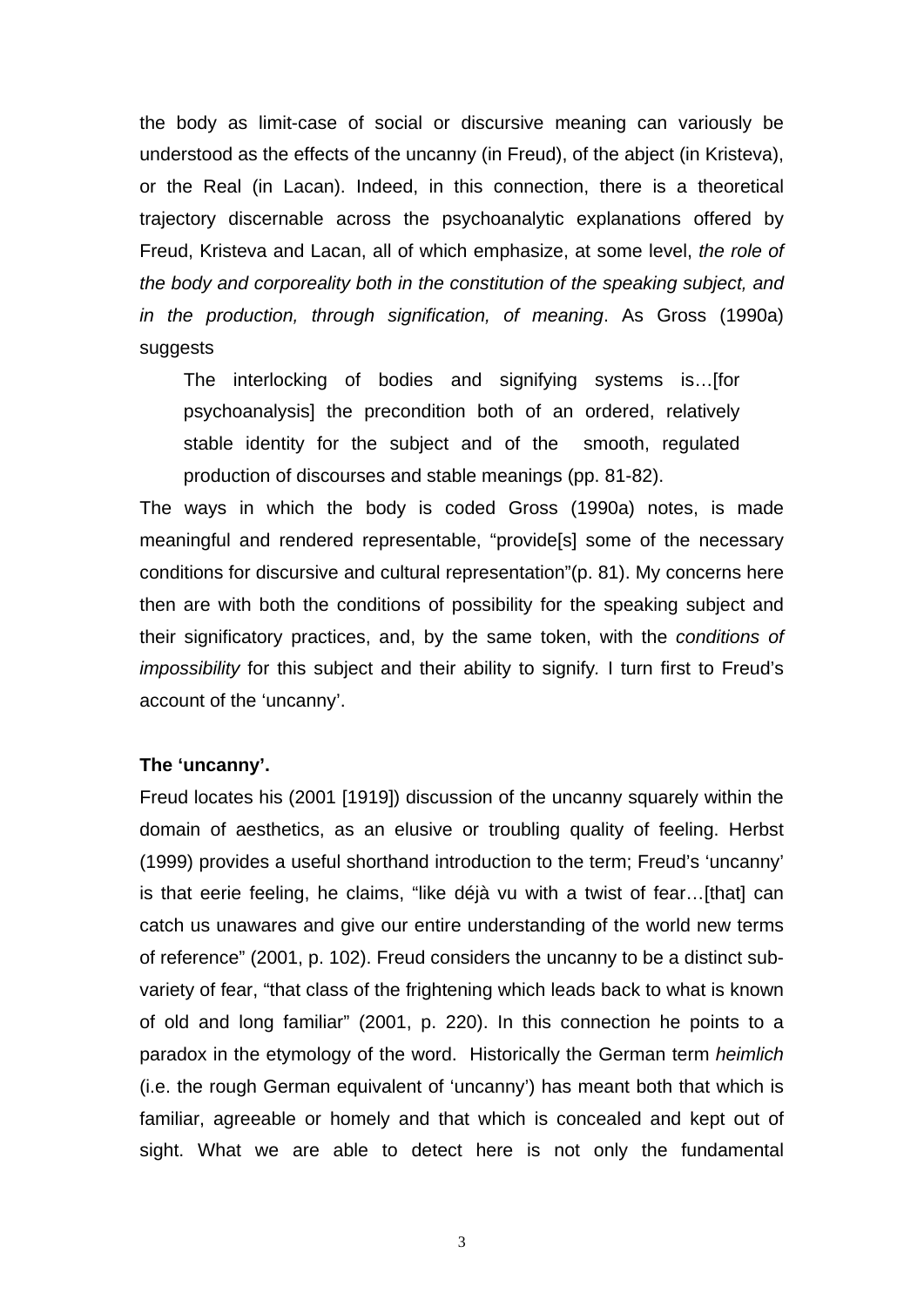the body as limit-case of social or discursive meaning can variously be understood as the effects of the uncanny (in Freud), of the abject (in Kristeva), or the Real (in Lacan). Indeed, in this connection, there is a theoretical trajectory discernable across the psychoanalytic explanations offered by Freud, Kristeva and Lacan, all of which emphasize, at some level, *the role of the body and corporeality both in the constitution of the speaking subject, and in the production, through signification, of meaning*. As Gross (1990a) suggests

> The interlocking of bodies and signifying systems is…[for psychoanalysis] the precondition both of an ordered, relatively stable identity for the subject and of the smooth, regulated production of discourses and stable meanings (pp. 81-82).

The ways in which the body is coded Gross (1990a) notes, is made meaningful and rendered representable, "provide[s] some of the necessary conditions for discursive and cultural representation"(p. 81). My concerns here then are with both the conditions of possibility for the speaking subject and their significatory practices, and, by the same token, with the *conditions of impossibility* for this subject and their ability to signify. I turn first to Freud's account of the 'uncanny'.

**The 'uncanny'.**

Freud locates his (2001 [1919]) discussion of the uncanny squarely within the domain of aesthetics, as an elusive or troubling quality of feeling. Herbst (1999) provides a useful shorthand introduction to the term; Freud's 'uncanny' is that eerie feeling, he claims, "like déjà vu with a twist of fear…[that] can catch us unawares and give our entire understanding of the world new terms of reference" (2001, p. 102). Freud considers the uncanny to be a distinct sub-variety of fear, "that class of the frightening which leads back to what is known of old and long familiar" (2001, p. 220). In this connection he points to a paradox in the etymology of the word. Historically the German term *heimlich* (i.e. the rough German equivalent of 'uncanny') has meant both that which is familiar, agreeable or homely and that which is concealed and kept out of sight. What we are able to detect here is not only the fundamental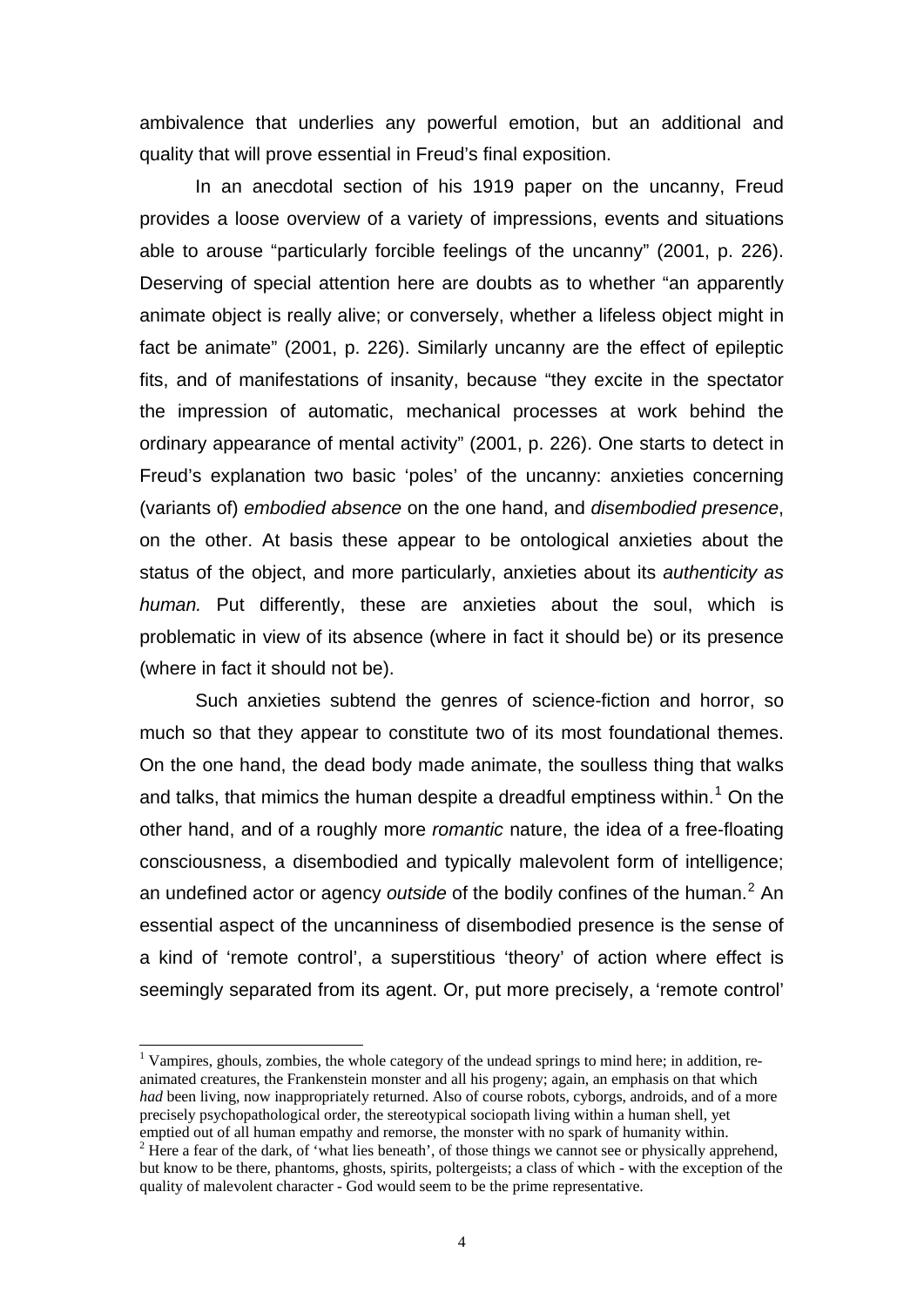ambivalence that underlies any powerful emotion, but an additional and quality that will prove essential in Freud's final exposition.

In an anecdotal section of his 1919 paper on the uncanny, Freud provides a loose overview of a variety of impressions, events and situations able to arouse "particularly forcible feelings of the uncanny" (2001, p. 226). Deserving of special attention here are doubts as to whether "an apparently animate object is really alive; or conversely, whether a lifeless object might in fact be animate" (2001, p. 226). Similarly uncanny are the effect of epileptic fits, and of manifestations of insanity, because "they excite in the spectator the impression of automatic, mechanical processes at work behind the ordinary appearance of mental activity" (2001, p. 226). One starts to detect in Freud's explanation two basic 'poles' of the uncanny: anxieties concerning (variants of) *embodied absence* on the one hand, and *disembodied presence*, on the other. At basis these appear to be ontological anxieties about the status of the object, and more particularly, anxieties about its *authenticity as human.* Put differently, these are anxieties about the soul, which is problematic in view of its absence (where in fact it should be) or its presence (where in fact it should not be).

Such anxieties subtend the genres of science-fiction and horror, so much so that they appear to constitute two of its most foundational themes. On the one hand, the dead body made animate, the soulless thing that walks and talks, that mimics the human despite a dreadful emptiness within.[1] On the other hand, and of a roughly more *romantic* nature, the idea of a free-floating consciousness, a disembodied and typically malevolent form of intelligence; an undefined actor or agency *outside* of the bodily confines of the human.[2] An essential aspect of the uncanniness of disembodied presence is the sense of a kind of 'remote control', a superstitious 'theory' of action where effect is seemingly separated from its agent. Or, put more precisely, a 'remote control'

[1] Vampires, ghouls, zombies, the whole category of the undead springs to mind here; in addition, re-animated creatures, the Frankenstein monster and all his progeny; again, an emphasis on that which *had* been living, now inappropriately returned. Also of course robots, cyborgs, androids, and of a more precisely psychopathological order, the stereotypical sociopath living within a human shell, yet emptied out of all human empathy and remorse, the monster with no spark of humanity within.

[2] Here a fear of the dark, of 'what lies beneath', of those things we cannot see or physically apprehend, but know to be there, phantoms, ghosts, spirits, poltergeists; a class of which - with the exception of the quality of malevolent character - God would seem to be the prime representative.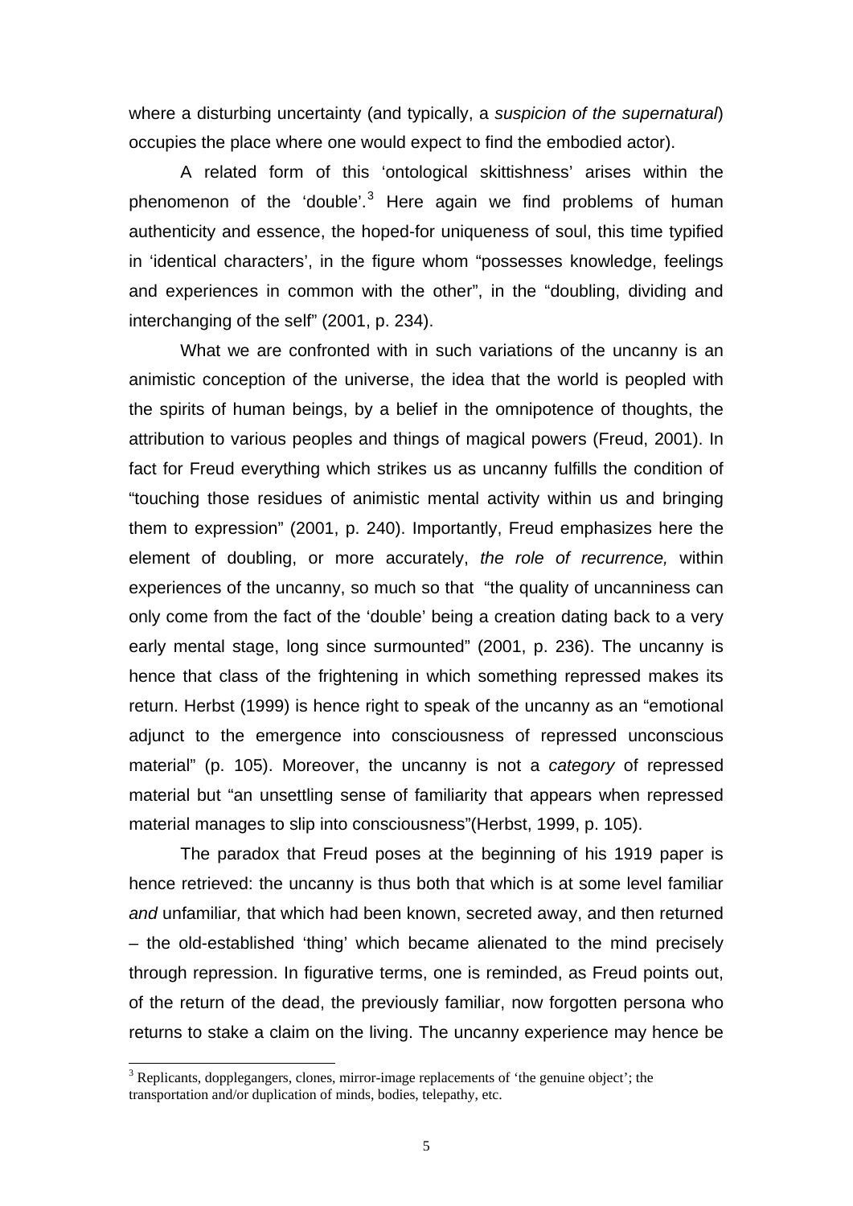where a disturbing uncertainty (and typically, a *suspicion of the supernatural*) occupies the place where one would expect to find the embodied actor).

A related form of this 'ontological skittishness' arises within the phenomenon of the 'double'.[3] Here again we find problems of human authenticity and essence, the hoped-for uniqueness of soul, this time typified in 'identical characters', in the figure whom "possesses knowledge, feelings and experiences in common with the other", in the "doubling, dividing and interchanging of the self" (2001, p. 234).

What we are confronted with in such variations of the uncanny is an animistic conception of the universe, the idea that the world is peopled with the spirits of human beings, by a belief in the omnipotence of thoughts, the attribution to various peoples and things of magical powers (Freud, 2001). In fact for Freud everything which strikes us as uncanny fulfills the condition of "touching those residues of animistic mental activity within us and bringing them to expression" (2001, p. 240). Importantly, Freud emphasizes here the element of doubling, or more accurately, *the role of recurrence,* within experiences of the uncanny, so much so that "the quality of uncanniness can only come from the fact of the 'double' being a creation dating back to a very early mental stage, long since surmounted" (2001, p. 236). The uncanny is hence that class of the frightening in which something repressed makes its return. Herbst (1999) is hence right to speak of the uncanny as an "emotional adjunct to the emergence into consciousness of repressed unconscious material" (p. 105). Moreover, the uncanny is not a *category* of repressed material but "an unsettling sense of familiarity that appears when repressed material manages to slip into consciousness"(Herbst, 1999, p. 105).

The paradox that Freud poses at the beginning of his 1919 paper is hence retrieved: the uncanny is thus both that which is at some level familiar *and* unfamiliar*,* that which had been known, secreted away, and then returned – the old-established 'thing' which became alienated to the mind precisely through repression. In figurative terms, one is reminded, as Freud points out, of the return of the dead, the previously familiar, now forgotten persona who returns to stake a claim on the living. The uncanny experience may hence be

[3] Replicants, dopplegangers, clones, mirror-image replacements of 'the genuine object'; the transportation and/or duplication of minds, bodies, telepathy, etc.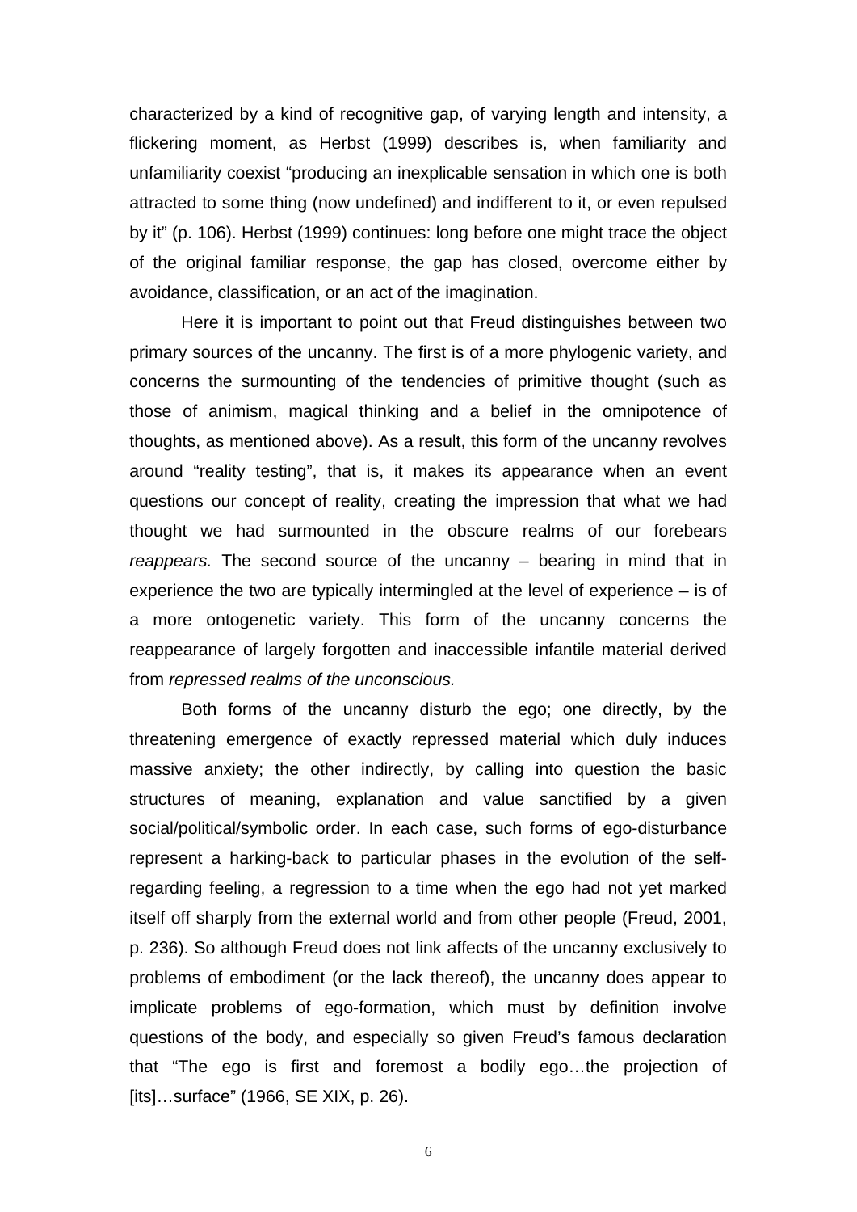characterized by a kind of recognitive gap, of varying length and intensity, a flickering moment, as Herbst (1999) describes is, when familiarity and unfamiliarity coexist "producing an inexplicable sensation in which one is both attracted to some thing (now undefined) and indifferent to it, or even repulsed by it" (p. 106). Herbst (1999) continues: long before one might trace the object of the original familiar response, the gap has closed, overcome either by avoidance, classification, or an act of the imagination.

Here it is important to point out that Freud distinguishes between two primary sources of the uncanny. The first is of a more phylogenic variety, and concerns the surmounting of the tendencies of primitive thought (such as those of animism, magical thinking and a belief in the omnipotence of thoughts, as mentioned above). As a result, this form of the uncanny revolves around "reality testing", that is, it makes its appearance when an event questions our concept of reality, creating the impression that what we had thought we had surmounted in the obscure realms of our forebears *reappears.* The second source of the uncanny – bearing in mind that in experience the two are typically intermingled at the level of experience – is of a more ontogenetic variety. This form of the uncanny concerns the reappearance of largely forgotten and inaccessible infantile material derived from *repressed realms of the unconscious.*

Both forms of the uncanny disturb the ego; one directly, by the threatening emergence of exactly repressed material which duly induces massive anxiety; the other indirectly, by calling into question the basic structures of meaning, explanation and value sanctified by a given social/political/symbolic order. In each case, such forms of ego-disturbance represent a harking-back to particular phases in the evolution of the self-regarding feeling, a regression to a time when the ego had not yet marked itself off sharply from the external world and from other people (Freud, 2001, p. 236). So although Freud does not link affects of the uncanny exclusively to problems of embodiment (or the lack thereof), the uncanny does appear to implicate problems of ego-formation, which must by definition involve questions of the body, and especially so given Freud's famous declaration that "The ego is first and foremost a bodily ego…the projection of [its]…surface" (1966, SE XIX, p. 26).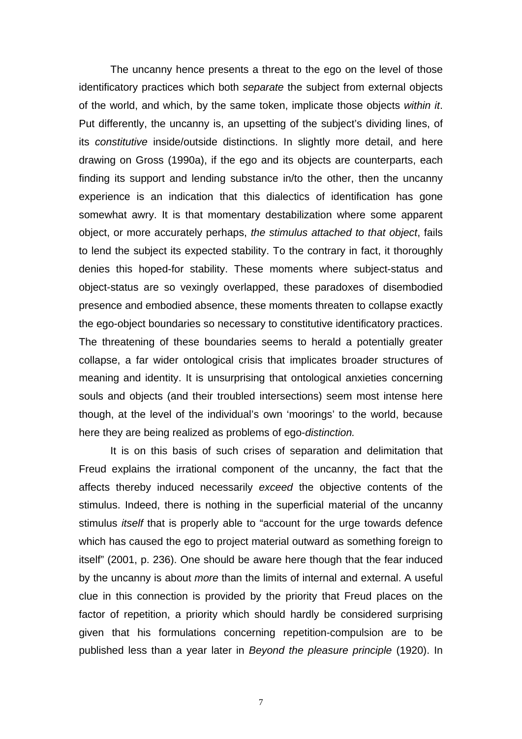The uncanny hence presents a threat to the ego on the level of those identificatory practices which both *separate* the subject from external objects of the world, and which, by the same token, implicate those objects *within it*. Put differently, the uncanny is, an upsetting of the subject's dividing lines, of its *constitutive* inside/outside distinctions. In slightly more detail, and here drawing on Gross (1990a), if the ego and its objects are counterparts, each finding its support and lending substance in/to the other, then the uncanny experience is an indication that this dialectics of identification has gone somewhat awry. It is that momentary destabilization where some apparent object, or more accurately perhaps, *the stimulus attached to that object*, fails to lend the subject its expected stability. To the contrary in fact, it thoroughly denies this hoped-for stability. These moments where subject-status and object-status are so vexingly overlapped, these paradoxes of disembodied presence and embodied absence, these moments threaten to collapse exactly the ego-object boundaries so necessary to constitutive identificatory practices. The threatening of these boundaries seems to herald a potentially greater collapse, a far wider ontological crisis that implicates broader structures of meaning and identity. It is unsurprising that ontological anxieties concerning souls and objects (and their troubled intersections) seem most intense here though, at the level of the individual's own 'moorings' to the world, because here they are being realized as problems of ego-*distinction.*

It is on this basis of such crises of separation and delimitation that Freud explains the irrational component of the uncanny, the fact that the affects thereby induced necessarily *exceed* the objective contents of the stimulus. Indeed, there is nothing in the superficial material of the uncanny stimulus *itself* that is properly able to "account for the urge towards defence which has caused the ego to project material outward as something foreign to itself" (2001, p. 236). One should be aware here though that the fear induced by the uncanny is about *more* than the limits of internal and external. A useful clue in this connection is provided by the priority that Freud places on the factor of repetition, a priority which should hardly be considered surprising given that his formulations concerning repetition-compulsion are to be published less than a year later in *Beyond the pleasure principle* (1920). In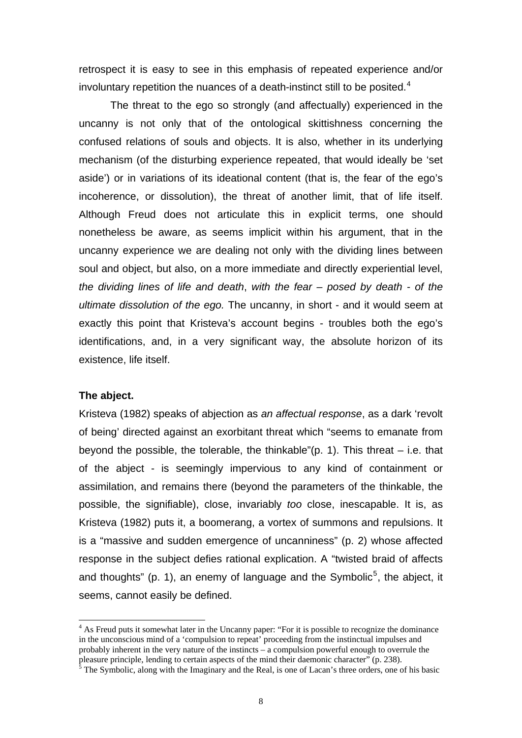retrospect it is easy to see in this emphasis of repeated experience and/or involuntary repetition the nuances of a death-instinct still to be posited.[4]

The threat to the ego so strongly (and affectually) experienced in the uncanny is not only that of the ontological skittishness concerning the confused relations of souls and objects. It is also, whether in its underlying mechanism (of the disturbing experience repeated, that would ideally be 'set aside') or in variations of its ideational content (that is, the fear of the ego's incoherence, or dissolution), the threat of another limit, that of life itself. Although Freud does not articulate this in explicit terms, one should nonetheless be aware, as seems implicit within his argument, that in the uncanny experience we are dealing not only with the dividing lines between soul and object, but also, on a more immediate and directly experiential level, *the dividing lines of life and death*, *with the fear – posed by death - of the ultimate dissolution of the ego.* The uncanny, in short - and it would seem at exactly this point that Kristeva's account begins - troubles both the ego's identifications, and, in a very significant way, the absolute horizon of its existence, life itself.

**The abject.**

Kristeva (1982) speaks of abjection as *an affectual response*, as a dark 'revolt of being' directed against an exorbitant threat which "seems to emanate from beyond the possible, the tolerable, the thinkable"(p. 1). This threat – i.e. that of the abject - is seemingly impervious to any kind of containment or assimilation, and remains there (beyond the parameters of the thinkable, the possible, the signifiable), close, invariably *too* close, inescapable. It is, as Kristeva (1982) puts it, a boomerang, a vortex of summons and repulsions. It is a "massive and sudden emergence of uncanniness" (p. 2) whose affected response in the subject defies rational explication. A "twisted braid of affects and thoughts" (p. 1), an enemy of language and the Symbolic[5], the abject, it seems, cannot easily be defined.

---

[4] As Freud puts it somewhat later in the Uncanny paper: "For it is possible to recognize the dominance in the unconscious mind of a 'compulsion to repeat' proceeding from the instinctual impulses and probably inherent in the very nature of the instincts – a compulsion powerful enough to overrule the pleasure principle, lending to certain aspects of the mind their daemonic character" (p. 238).

[5] The Symbolic, along with the Imaginary and the Real, is one of Lacan's three orders, one of his basic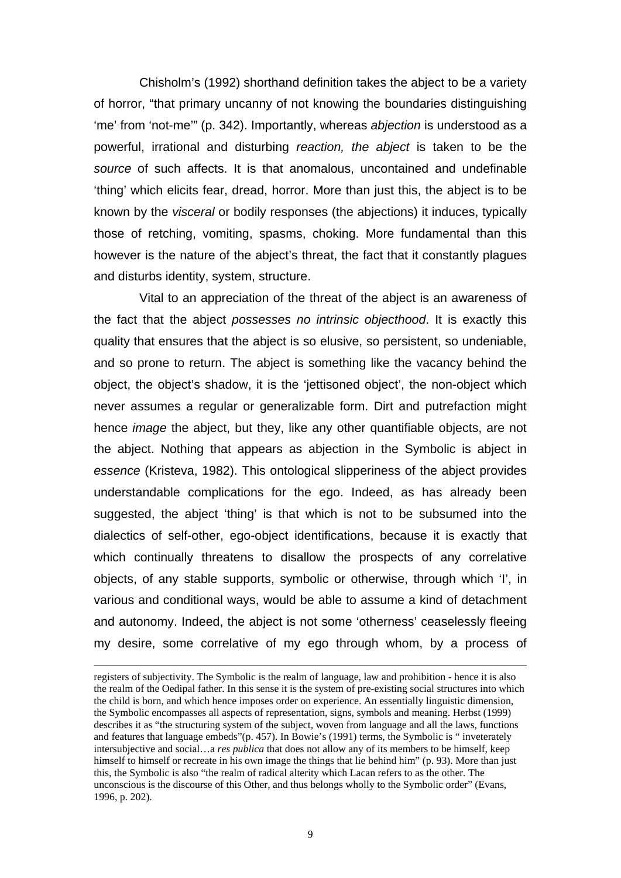Chisholm's (1992) shorthand definition takes the abject to be a variety of horror, "that primary uncanny of not knowing the boundaries distinguishing 'me' from 'not-me'" (p. 342). Importantly, whereas *abjection* is understood as a powerful, irrational and disturbing *reaction, the abject* is taken to be the *source* of such affects. It is that anomalous, uncontained and undefinable 'thing' which elicits fear, dread, horror. More than just this, the abject is to be known by the *visceral* or bodily responses (the abjections) it induces, typically those of retching, vomiting, spasms, choking. More fundamental than this however is the nature of the abject's threat, the fact that it constantly plagues and disturbs identity, system, structure.

Vital to an appreciation of the threat of the abject is an awareness of the fact that the abject *possesses no intrinsic objecthood*. It is exactly this quality that ensures that the abject is so elusive, so persistent, so undeniable, and so prone to return. The abject is something like the vacancy behind the object, the object's shadow, it is the 'jettisoned object', the non-object which never assumes a regular or generalizable form. Dirt and putrefaction might hence *image* the abject, but they, like any other quantifiable objects, are not the abject. Nothing that appears as abjection in the Symbolic is abject in *essence* (Kristeva, 1982). This ontological slipperiness of the abject provides understandable complications for the ego. Indeed, as has already been suggested, the abject 'thing' is that which is not to be subsumed into the dialectics of self-other, ego-object identifications, because it is exactly that which continually threatens to disallow the prospects of any correlative objects, of any stable supports, symbolic or otherwise, through which 'I', in various and conditional ways, would be able to assume a kind of detachment and autonomy. Indeed, the abject is not some 'otherness' ceaselessly fleeing my desire, some correlative of my ego through whom, by a process of

---

registers of subjectivity. The Symbolic is the realm of language, law and prohibition - hence it is also the realm of the Oedipal father. In this sense it is the system of pre-existing social structures into which the child is born, and which hence imposes order on experience. An essentially linguistic dimension, the Symbolic encompasses all aspects of representation, signs, symbols and meaning. Herbst (1999) describes it as "the structuring system of the subject, woven from language and all the laws, functions and features that language embeds"(p. 457). In Bowie's (1991) terms, the Symbolic is " inveterately intersubjective and social…a *res publica* that does not allow any of its members to be himself, keep himself to himself or recreate in his own image the things that lie behind him" (p. 93). More than just this, the Symbolic is also "the realm of radical alterity which Lacan refers to as the other. The unconscious is the discourse of this Other, and thus belongs wholly to the Symbolic order" (Evans, 1996, p. 202).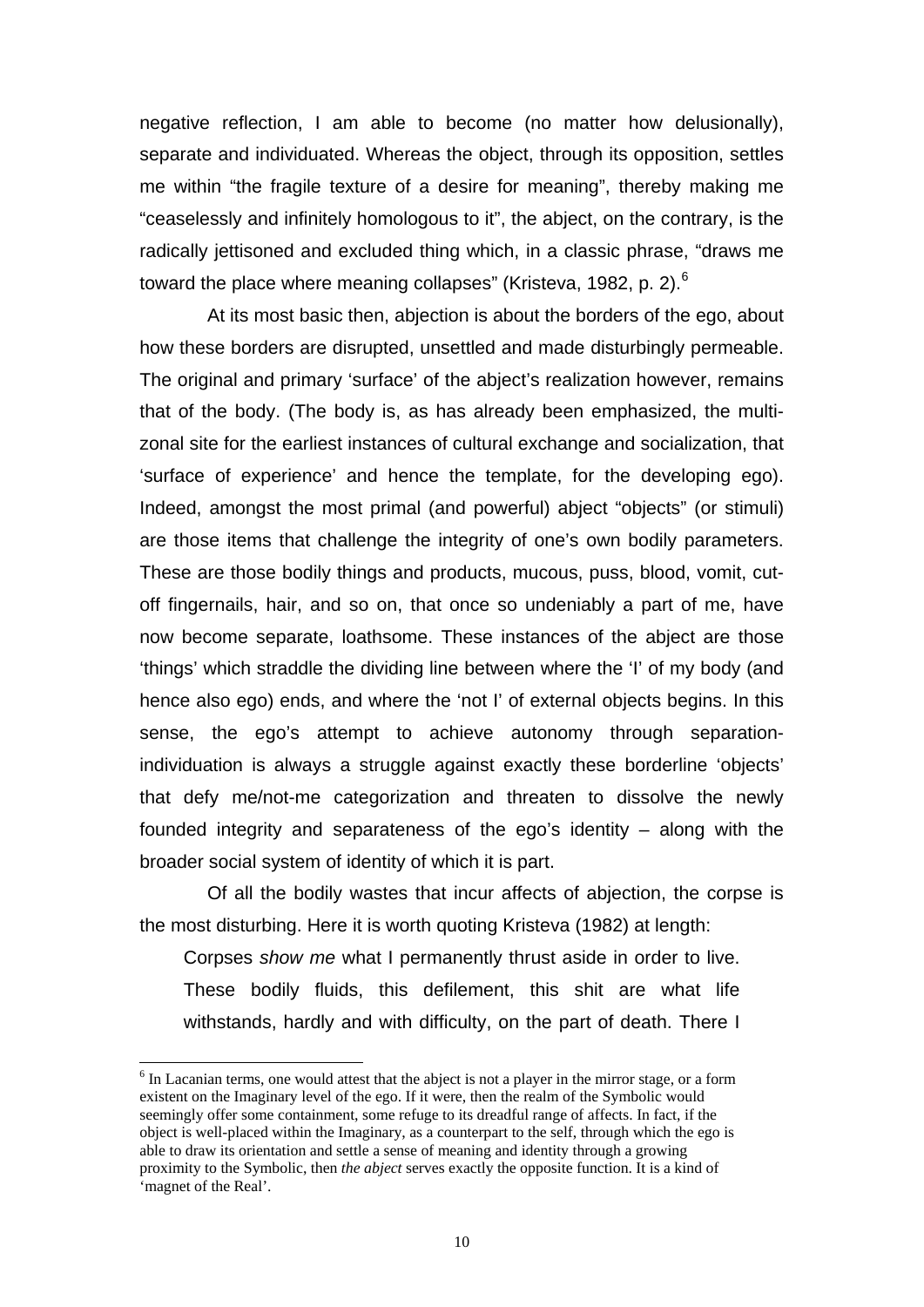negative reflection, I am able to become (no matter how delusionally), separate and individuated. Whereas the object, through its opposition, settles me within "the fragile texture of a desire for meaning", thereby making me "ceaselessly and infinitely homologous to it", the abject, on the contrary, is the radically jettisoned and excluded thing which, in a classic phrase, "draws me toward the place where meaning collapses" (Kristeva, 1982, p. 2).[6]

At its most basic then, abjection is about the borders of the ego, about how these borders are disrupted, unsettled and made disturbingly permeable. The original and primary 'surface' of the abject's realization however, remains that of the body. (The body is, as has already been emphasized, the multi-zonal site for the earliest instances of cultural exchange and socialization, that 'surface of experience' and hence the template, for the developing ego). Indeed, amongst the most primal (and powerful) abject "objects" (or stimuli) are those items that challenge the integrity of one's own bodily parameters. These are those bodily things and products, mucous, puss, blood, vomit, cut-off fingernails, hair, and so on, that once so undeniably a part of me, have now become separate, loathsome. These instances of the abject are those 'things' which straddle the dividing line between where the 'I' of my body (and hence also ego) ends, and where the 'not I' of external objects begins. In this sense, the ego's attempt to achieve autonomy through separation-individuation is always a struggle against exactly these borderline 'objects' that defy me/not-me categorization and threaten to dissolve the newly founded integrity and separateness of the ego's identity – along with the broader social system of identity of which it is part.

Of all the bodily wastes that incur affects of abjection, the corpse is the most disturbing. Here it is worth quoting Kristeva (1982) at length:

> Corpses *show me* what I permanently thrust aside in order to live. These bodily fluids, this defilement, this shit are what life withstands, hardly and with difficulty, on the part of death. There I

---

[6] In Lacanian terms, one would attest that the abject is not a player in the mirror stage, or a form existent on the Imaginary level of the ego. If it were, then the realm of the Symbolic would seemingly offer some containment, some refuge to its dreadful range of affects. In fact, if the object is well-placed within the Imaginary, as a counterpart to the self, through which the ego is able to draw its orientation and settle a sense of meaning and identity through a growing proximity to the Symbolic, then *the abject* serves exactly the opposite function. It is a kind of 'magnet of the Real'.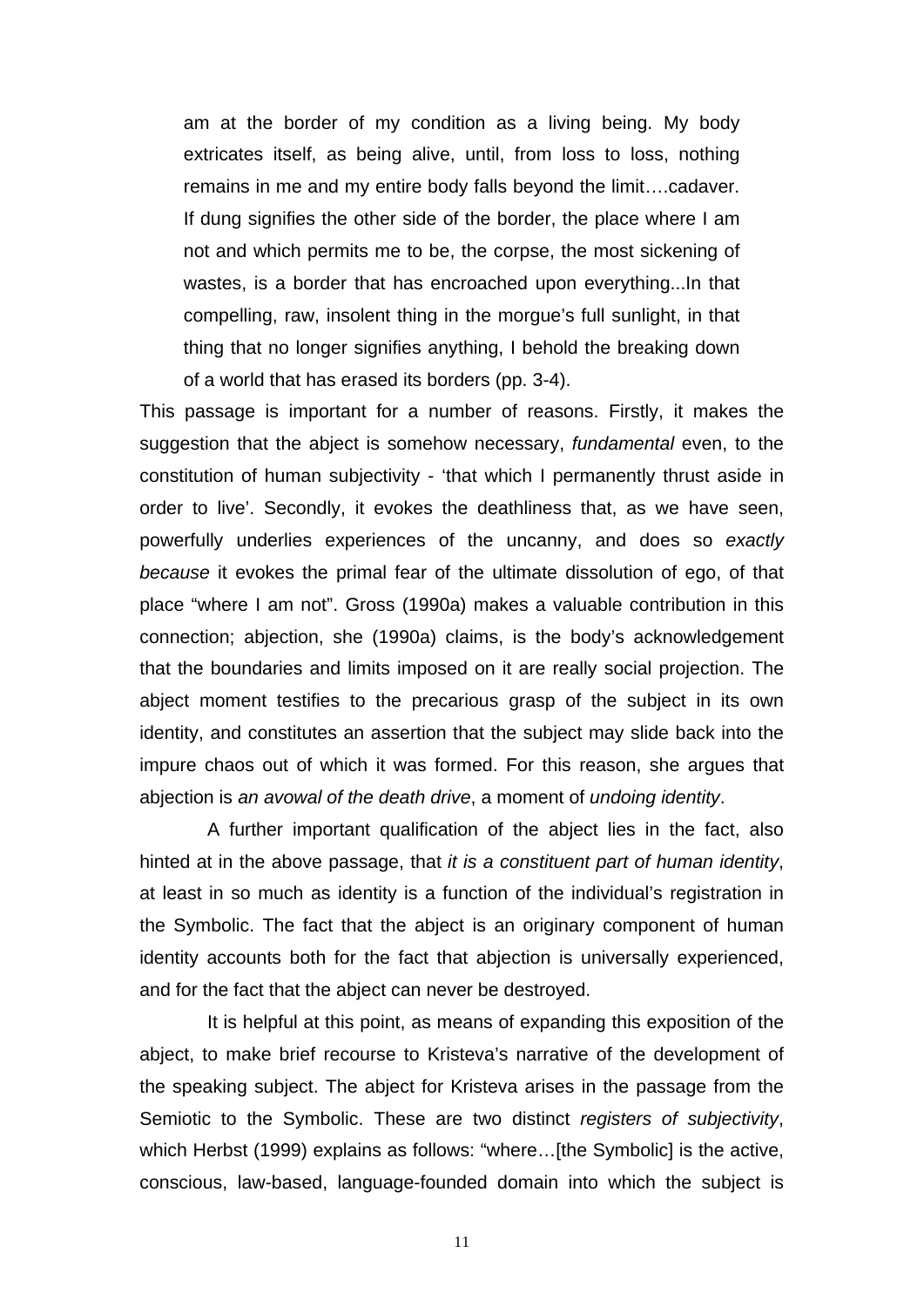> am at the border of my condition as a living being. My body extricates itself, as being alive, until, from loss to loss, nothing remains in me and my entire body falls beyond the limit….cadaver. If dung signifies the other side of the border, the place where I am not and which permits me to be, the corpse, the most sickening of wastes, is a border that has encroached upon everything...In that compelling, raw, insolent thing in the morgue's full sunlight, in that thing that no longer signifies anything, I behold the breaking down of a world that has erased its borders (pp. 3-4).

This passage is important for a number of reasons. Firstly, it makes the suggestion that the abject is somehow necessary, *fundamental* even, to the constitution of human subjectivity - 'that which I permanently thrust aside in order to live'. Secondly, it evokes the deathliness that, as we have seen, powerfully underlies experiences of the uncanny, and does so *exactly because* it evokes the primal fear of the ultimate dissolution of ego, of that place "where I am not". Gross (1990a) makes a valuable contribution in this connection; abjection, she (1990a) claims, is the body's acknowledgement that the boundaries and limits imposed on it are really social projection. The abject moment testifies to the precarious grasp of the subject in its own identity, and constitutes an assertion that the subject may slide back into the impure chaos out of which it was formed. For this reason, she argues that abjection is *an avowal of the death drive*, a moment of *undoing identity*.

A further important qualification of the abject lies in the fact, also hinted at in the above passage, that *it is a constituent part of human identity*, at least in so much as identity is a function of the individual's registration in the Symbolic. The fact that the abject is an originary component of human identity accounts both for the fact that abjection is universally experienced, and for the fact that the abject can never be destroyed.

It is helpful at this point, as means of expanding this exposition of the abject, to make brief recourse to Kristeva's narrative of the development of the speaking subject. The abject for Kristeva arises in the passage from the Semiotic to the Symbolic. These are two distinct *registers of subjectivity*, which Herbst (1999) explains as follows: "where…[the Symbolic] is the active, conscious, law-based, language-founded domain into which the subject is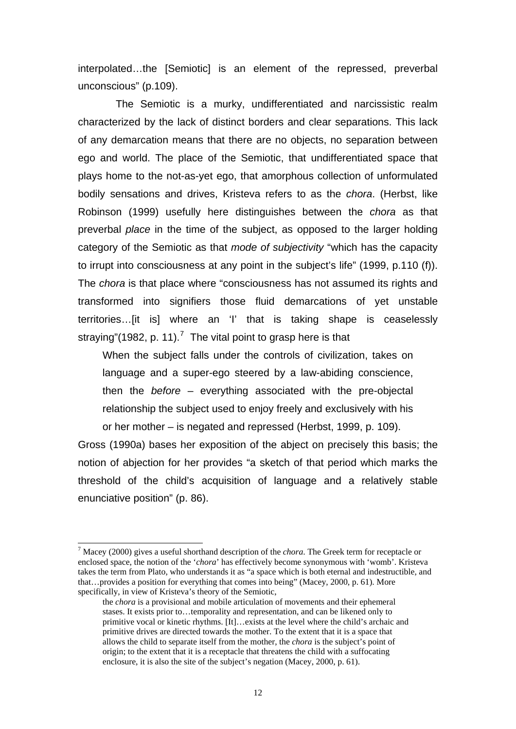interpolated…the [Semiotic] is an element of the repressed, preverbal unconscious" (p.109).

The Semiotic is a murky, undifferentiated and narcissistic realm characterized by the lack of distinct borders and clear separations. This lack of any demarcation means that there are no objects, no separation between ego and world. The place of the Semiotic, that undifferentiated space that plays home to the not-as-yet ego, that amorphous collection of unformulated bodily sensations and drives, Kristeva refers to as the *chora*. (Herbst, like Robinson (1999) usefully here distinguishes between the *chora* as that preverbal *place* in the time of the subject, as opposed to the larger holding category of the Semiotic as that *mode of subjectivity* "which has the capacity to irrupt into consciousness at any point in the subject's life" (1999, p.110 (f)). The *chora* is that place where "consciousness has not assumed its rights and transformed into signifiers those fluid demarcations of yet unstable territories…[it is] where an 'I' that is taking shape is ceaselessly straying"(1982, p. 11).[7] The vital point to grasp here is that

> When the subject falls under the controls of civilization, takes on language and a super-ego steered by a law-abiding conscience, then the *before* – everything associated with the pre-objectal relationship the subject used to enjoy freely and exclusively with his or her mother – is negated and repressed (Herbst, 1999, p. 109).

Gross (1990a) bases her exposition of the abject on precisely this basis; the notion of abjection for her provides "a sketch of that period which marks the threshold of the child's acquisition of language and a relatively stable enunciative position" (p. 86).

---

[7] Macey (2000) gives a useful shorthand description of the *chora*. The Greek term for receptacle or enclosed space, the notion of the '*chora*' has effectively become synonymous with 'womb'. Kristeva takes the term from Plato, who understands it as "a space which is both eternal and indestructible, and that…provides a position for everything that comes into being" (Macey, 2000, p. 61). More specifically, in view of Kristeva's theory of the Semiotic,

> the *chora* is a provisional and mobile articulation of movements and their ephemeral stases. It exists prior to…temporality and representation, and can be likened only to primitive vocal or kinetic rhythms. [It]…exists at the level where the child's archaic and primitive drives are directed towards the mother. To the extent that it is a space that allows the child to separate itself from the mother, the *chora* is the subject's point of origin; to the extent that it is a receptacle that threatens the child with a suffocating enclosure, it is also the site of the subject's negation (Macey, 2000, p. 61).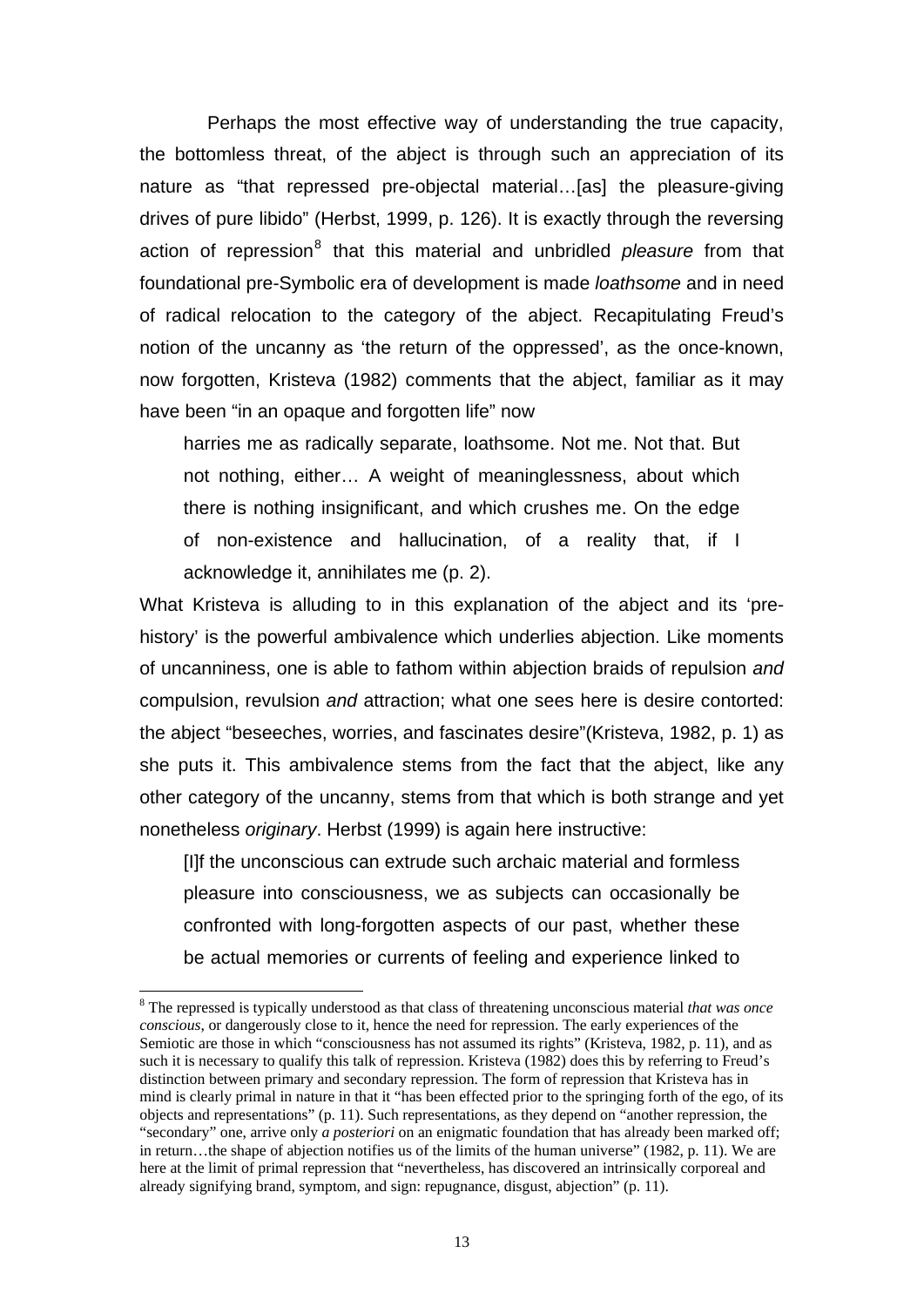Perhaps the most effective way of understanding the true capacity, the bottomless threat, of the abject is through such an appreciation of its nature as "that repressed pre-objectal material…[as] the pleasure-giving drives of pure libido" (Herbst, 1999, p. 126). It is exactly through the reversing action of repression[8] that this material and unbridled *pleasure* from that foundational pre-Symbolic era of development is made *loathsome* and in need of radical relocation to the category of the abject. Recapitulating Freud's notion of the uncanny as 'the return of the oppressed', as the once-known, now forgotten, Kristeva (1982) comments that the abject, familiar as it may have been "in an opaque and forgotten life" now

> harries me as radically separate, loathsome. Not me. Not that. But not nothing, either… A weight of meaninglessness, about which there is nothing insignificant, and which crushes me. On the edge of non-existence and hallucination, of a reality that, if I acknowledge it, annihilates me (p. 2).

What Kristeva is alluding to in this explanation of the abject and its 'pre-history' is the powerful ambivalence which underlies abjection. Like moments of uncanniness, one is able to fathom within abjection braids of repulsion *and* compulsion, revulsion *and* attraction; what one sees here is desire contorted: the abject "beseeches, worries, and fascinates desire"(Kristeva, 1982, p. 1) as she puts it. This ambivalence stems from the fact that the abject, like any other category of the uncanny, stems from that which is both strange and yet nonetheless *originary*. Herbst (1999) is again here instructive:

> [I]f the unconscious can extrude such archaic material and formless pleasure into consciousness, we as subjects can occasionally be confronted with long-forgotten aspects of our past, whether these be actual memories or currents of feeling and experience linked to

---

[8] The repressed is typically understood as that class of threatening unconscious material *that was once conscious*, or dangerously close to it, hence the need for repression. The early experiences of the Semiotic are those in which "consciousness has not assumed its rights" (Kristeva, 1982, p. 11), and as such it is necessary to qualify this talk of repression. Kristeva (1982) does this by referring to Freud's distinction between primary and secondary repression. The form of repression that Kristeva has in mind is clearly primal in nature in that it "has been effected prior to the springing forth of the ego, of its objects and representations" (p. 11). Such representations, as they depend on "another repression, the "secondary" one, arrive only *a posteriori* on an enigmatic foundation that has already been marked off; in return…the shape of abjection notifies us of the limits of the human universe" (1982, p. 11). We are here at the limit of primal repression that "nevertheless, has discovered an intrinsically corporeal and already signifying brand, symptom, and sign: repugnance, disgust, abjection" (p. 11).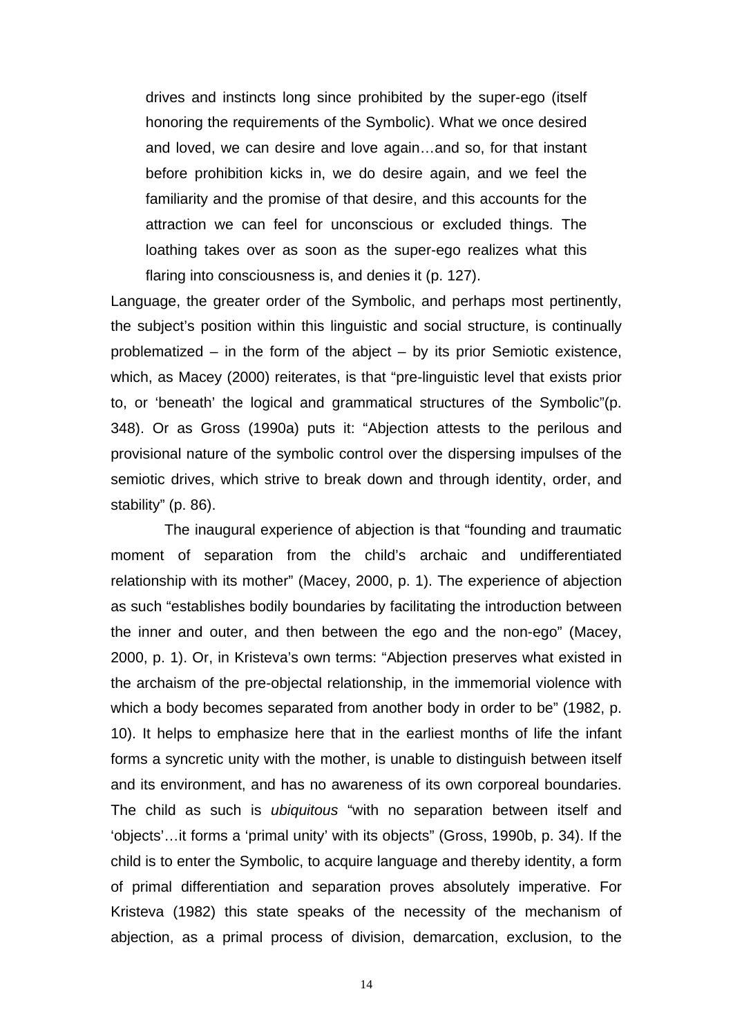> drives and instincts long since prohibited by the super-ego (itself honoring the requirements of the Symbolic). What we once desired and loved, we can desire and love again…and so, for that instant before prohibition kicks in, we do desire again, and we feel the familiarity and the promise of that desire, and this accounts for the attraction we can feel for unconscious or excluded things. The loathing takes over as soon as the super-ego realizes what this flaring into consciousness is, and denies it (p. 127).

Language, the greater order of the Symbolic, and perhaps most pertinently, the subject's position within this linguistic and social structure, is continually problematized – in the form of the abject – by its prior Semiotic existence, which, as Macey (2000) reiterates, is that "pre-linguistic level that exists prior to, or 'beneath' the logical and grammatical structures of the Symbolic"(p. 348). Or as Gross (1990a) puts it: "Abjection attests to the perilous and provisional nature of the symbolic control over the dispersing impulses of the semiotic drives, which strive to break down and through identity, order, and stability" (p. 86).

The inaugural experience of abjection is that "founding and traumatic moment of separation from the child's archaic and undifferentiated relationship with its mother" (Macey, 2000, p. 1). The experience of abjection as such "establishes bodily boundaries by facilitating the introduction between the inner and outer, and then between the ego and the non-ego" (Macey, 2000, p. 1). Or, in Kristeva's own terms: "Abjection preserves what existed in the archaism of the pre-objectal relationship, in the immemorial violence with which a body becomes separated from another body in order to be" (1982, p. 10). It helps to emphasize here that in the earliest months of life the infant forms a syncretic unity with the mother, is unable to distinguish between itself and its environment, and has no awareness of its own corporeal boundaries. The child as such is *ubiquitous* "with no separation between itself and 'objects'…it forms a 'primal unity' with its objects" (Gross, 1990b, p. 34). If the child is to enter the Symbolic, to acquire language and thereby identity, a form of primal differentiation and separation proves absolutely imperative. For Kristeva (1982) this state speaks of the necessity of the mechanism of abjection, as a primal process of division, demarcation, exclusion, to the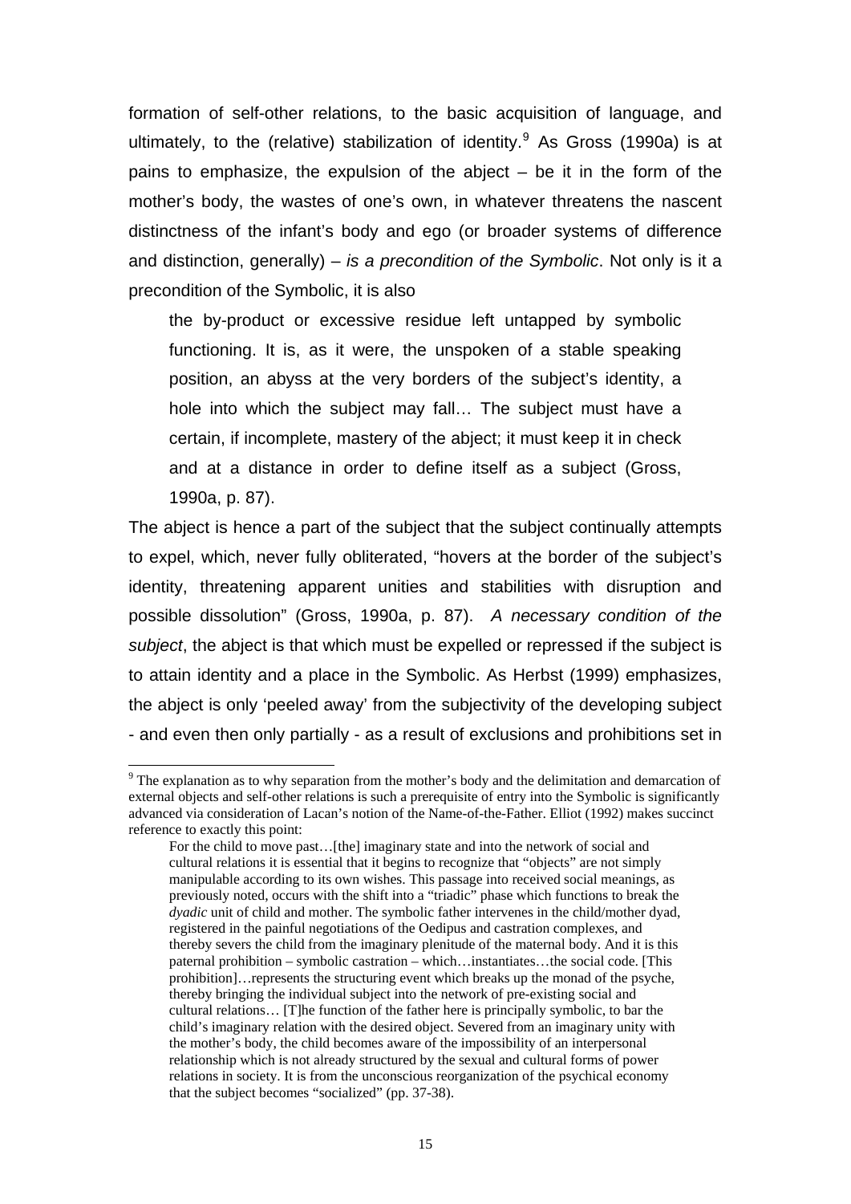formation of self-other relations, to the basic acquisition of language, and ultimately, to the (relative) stabilization of identity.[9] As Gross (1990a) is at pains to emphasize, the expulsion of the abject – be it in the form of the mother's body, the wastes of one's own, in whatever threatens the nascent distinctness of the infant's body and ego (or broader systems of difference and distinction, generally) – *is a precondition of the Symbolic*. Not only is it a precondition of the Symbolic, it is also

> the by-product or excessive residue left untapped by symbolic functioning. It is, as it were, the unspoken of a stable speaking position, an abyss at the very borders of the subject's identity, a hole into which the subject may fall… The subject must have a certain, if incomplete, mastery of the abject; it must keep it in check and at a distance in order to define itself as a subject (Gross, 1990a, p. 87).

The abject is hence a part of the subject that the subject continually attempts to expel, which, never fully obliterated, "hovers at the border of the subject's identity, threatening apparent unities and stabilities with disruption and possible dissolution" (Gross, 1990a, p. 87). *A necessary condition of the subject*, the abject is that which must be expelled or repressed if the subject is to attain identity and a place in the Symbolic. As Herbst (1999) emphasizes, the abject is only 'peeled away' from the subjectivity of the developing subject - and even then only partially - as a result of exclusions and prohibitions set in

---

[9] The explanation as to why separation from the mother's body and the delimitation and demarcation of external objects and self-other relations is such a prerequisite of entry into the Symbolic is significantly advanced via consideration of Lacan's notion of the Name-of-the-Father. Elliot (1992) makes succinct reference to exactly this point:

> For the child to move past…[the] imaginary state and into the network of social and cultural relations it is essential that it begins to recognize that "objects" are not simply manipulable according to its own wishes. This passage into received social meanings, as previously noted, occurs with the shift into a "triadic" phase which functions to break the *dyadic* unit of child and mother. The symbolic father intervenes in the child/mother dyad, registered in the painful negotiations of the Oedipus and castration complexes, and thereby severs the child from the imaginary plenitude of the maternal body. And it is this paternal prohibition – symbolic castration – which…instantiates…the social code. [This prohibition]…represents the structuring event which breaks up the monad of the psyche, thereby bringing the individual subject into the network of pre-existing social and cultural relations… [T]he function of the father here is principally symbolic, to bar the child's imaginary relation with the desired object. Severed from an imaginary unity with the mother's body, the child becomes aware of the impossibility of an interpersonal relationship which is not already structured by the sexual and cultural forms of power relations in society. It is from the unconscious reorganization of the psychical economy that the subject becomes "socialized" (pp. 37-38).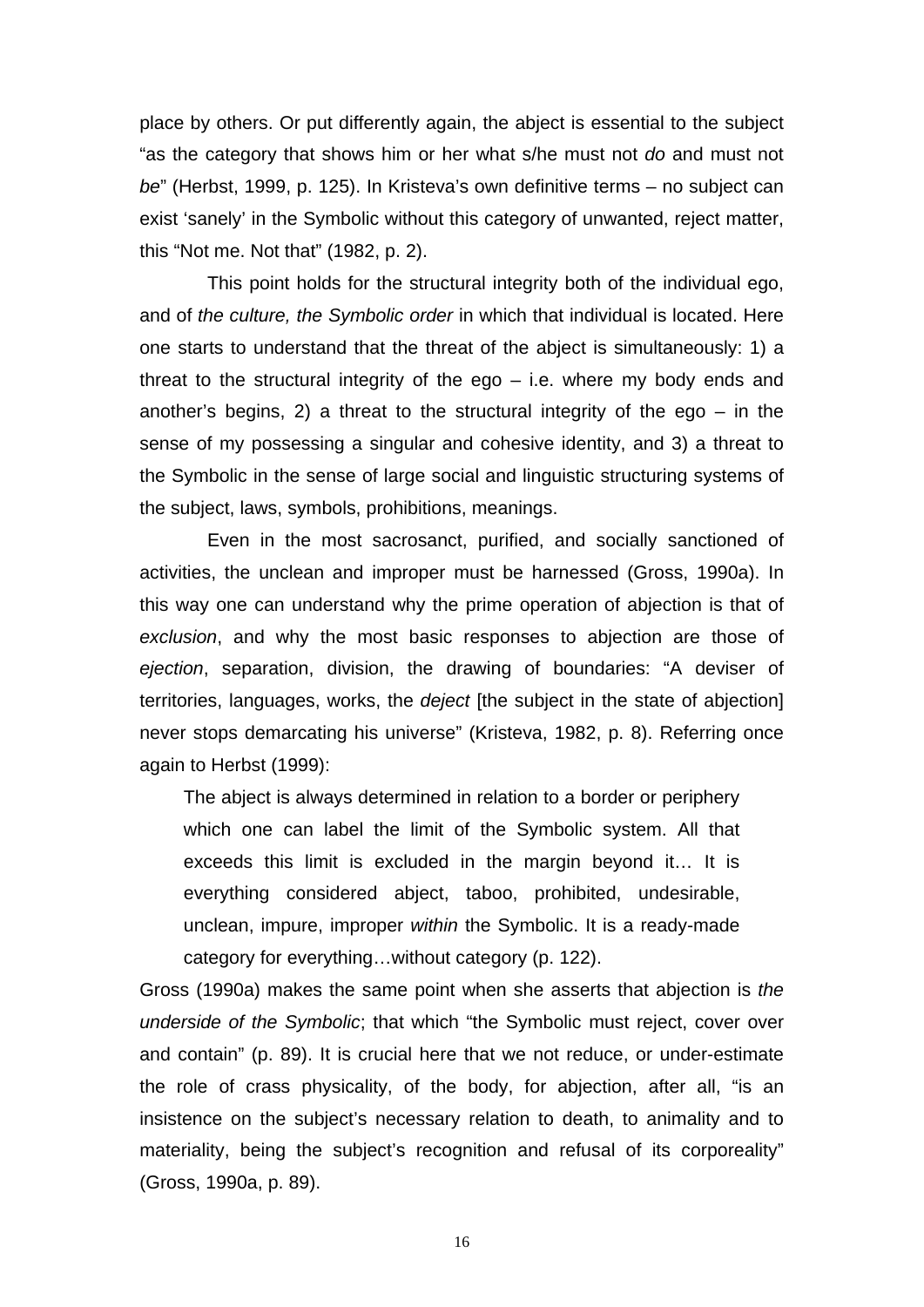place by others. Or put differently again, the abject is essential to the subject "as the category that shows him or her what s/he must not *do* and must not *be*" (Herbst, 1999, p. 125). In Kristeva's own definitive terms – no subject can exist 'sanely' in the Symbolic without this category of unwanted, reject matter, this "Not me. Not that" (1982, p. 2).

This point holds for the structural integrity both of the individual ego, and of *the culture, the Symbolic order* in which that individual is located. Here one starts to understand that the threat of the abject is simultaneously: 1) a threat to the structural integrity of the ego – i.e. where my body ends and another's begins, 2) a threat to the structural integrity of the ego – in the sense of my possessing a singular and cohesive identity, and 3) a threat to the Symbolic in the sense of large social and linguistic structuring systems of the subject, laws, symbols, prohibitions, meanings.

Even in the most sacrosanct, purified, and socially sanctioned of activities, the unclean and improper must be harnessed (Gross, 1990a). In this way one can understand why the prime operation of abjection is that of *exclusion*, and why the most basic responses to abjection are those of *ejection*, separation, division, the drawing of boundaries: "A deviser of territories, languages, works, the *deject* [the subject in the state of abjection] never stops demarcating his universe" (Kristeva, 1982, p. 8). Referring once again to Herbst (1999):

> The abject is always determined in relation to a border or periphery which one can label the limit of the Symbolic system. All that exceeds this limit is excluded in the margin beyond it… It is everything considered abject, taboo, prohibited, undesirable, unclean, impure, improper *within* the Symbolic. It is a ready-made category for everything…without category (p. 122).

Gross (1990a) makes the same point when she asserts that abjection is *the underside of the Symbolic*; that which "the Symbolic must reject, cover over and contain" (p. 89). It is crucial here that we not reduce, or under-estimate the role of crass physicality, of the body, for abjection, after all, "is an insistence on the subject's necessary relation to death, to animality and to materiality, being the subject's recognition and refusal of its corporeality" (Gross, 1990a, p. 89).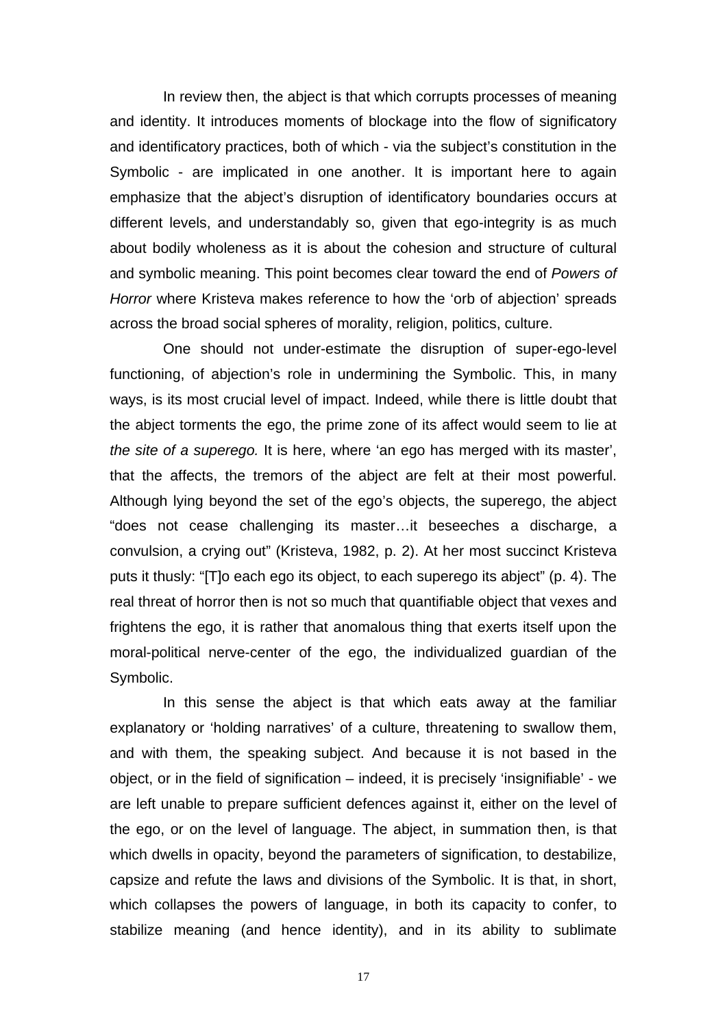In review then, the abject is that which corrupts processes of meaning and identity. It introduces moments of blockage into the flow of significatory and identificatory practices, both of which - via the subject's constitution in the Symbolic - are implicated in one another. It is important here to again emphasize that the abject's disruption of identificatory boundaries occurs at different levels, and understandably so, given that ego-integrity is as much about bodily wholeness as it is about the cohesion and structure of cultural and symbolic meaning. This point becomes clear toward the end of *Powers of Horror* where Kristeva makes reference to how the 'orb of abjection' spreads across the broad social spheres of morality, religion, politics, culture.

One should not under-estimate the disruption of super-ego-level functioning, of abjection's role in undermining the Symbolic. This, in many ways, is its most crucial level of impact. Indeed, while there is little doubt that the abject torments the ego, the prime zone of its affect would seem to lie at *the site of a superego.* It is here, where 'an ego has merged with its master', that the affects, the tremors of the abject are felt at their most powerful. Although lying beyond the set of the ego's objects, the superego, the abject "does not cease challenging its master…it beseeches a discharge, a convulsion, a crying out" (Kristeva, 1982, p. 2). At her most succinct Kristeva puts it thusly: "[T]o each ego its object, to each superego its abject" (p. 4). The real threat of horror then is not so much that quantifiable object that vexes and frightens the ego, it is rather that anomalous thing that exerts itself upon the moral-political nerve-center of the ego, the individualized guardian of the Symbolic.

In this sense the abject is that which eats away at the familiar explanatory or 'holding narratives' of a culture, threatening to swallow them, and with them, the speaking subject. And because it is not based in the object, or in the field of signification – indeed, it is precisely 'insignifiable' - we are left unable to prepare sufficient defences against it, either on the level of the ego, or on the level of language. The abject, in summation then, is that which dwells in opacity, beyond the parameters of signification, to destabilize, capsize and refute the laws and divisions of the Symbolic. It is that, in short, which collapses the powers of language, in both its capacity to confer, to stabilize meaning (and hence identity), and in its ability to sublimate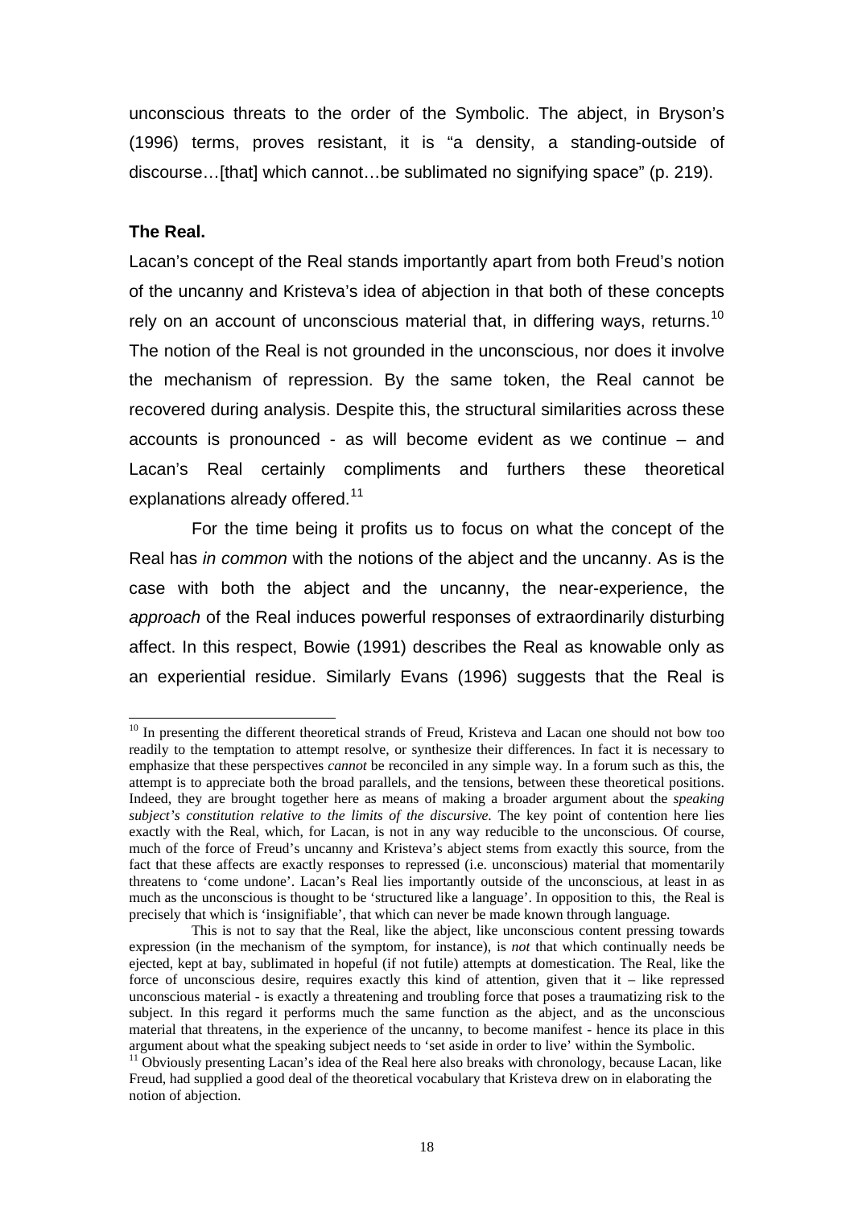unconscious threats to the order of the Symbolic. The abject, in Bryson's (1996) terms, proves resistant, it is "a density, a standing-outside of discourse…[that] which cannot…be sublimated no signifying space" (p. 219).

**The Real.**

Lacan's concept of the Real stands importantly apart from both Freud's notion of the uncanny and Kristeva's idea of abjection in that both of these concepts rely on an account of unconscious material that, in differing ways, returns.[10] The notion of the Real is not grounded in the unconscious, nor does it involve the mechanism of repression. By the same token, the Real cannot be recovered during analysis. Despite this, the structural similarities across these accounts is pronounced - as will become evident as we continue – and Lacan's Real certainly compliments and furthers these theoretical explanations already offered.[11]

For the time being it profits us to focus on what the concept of the Real has *in common* with the notions of the abject and the uncanny. As is the case with both the abject and the uncanny, the near-experience, the *approach* of the Real induces powerful responses of extraordinarily disturbing affect. In this respect, Bowie (1991) describes the Real as knowable only as an experiential residue. Similarly Evans (1996) suggests that the Real is

---

[10] In presenting the different theoretical strands of Freud, Kristeva and Lacan one should not bow too readily to the temptation to attempt resolve, or synthesize their differences. In fact it is necessary to emphasize that these perspectives *cannot* be reconciled in any simple way. In a forum such as this, the attempt is to appreciate both the broad parallels, and the tensions, between these theoretical positions. Indeed, they are brought together here as means of making a broader argument about the *speaking subject's constitution relative to the limits of the discursive*. The key point of contention here lies exactly with the Real, which, for Lacan, is not in any way reducible to the unconscious. Of course, much of the force of Freud's uncanny and Kristeva's abject stems from exactly this source, from the fact that these affects are exactly responses to repressed (i.e. unconscious) material that momentarily threatens to 'come undone'. Lacan's Real lies importantly outside of the unconscious, at least in as much as the unconscious is thought to be 'structured like a language'. In opposition to this, the Real is precisely that which is 'insignifiable', that which can never be made known through language.

This is not to say that the Real, like the abject, like unconscious content pressing towards expression (in the mechanism of the symptom, for instance), is *not* that which continually needs be ejected, kept at bay, sublimated in hopeful (if not futile) attempts at domestication. The Real, like the force of unconscious desire, requires exactly this kind of attention, given that it – like repressed unconscious material - is exactly a threatening and troubling force that poses a traumatizing risk to the subject. In this regard it performs much the same function as the abject, and as the unconscious material that threatens, in the experience of the uncanny, to become manifest - hence its place in this argument about what the speaking subject needs to 'set aside in order to live' within the Symbolic.

[11] Obviously presenting Lacan's idea of the Real here also breaks with chronology, because Lacan, like Freud, had supplied a good deal of the theoretical vocabulary that Kristeva drew on in elaborating the notion of abjection.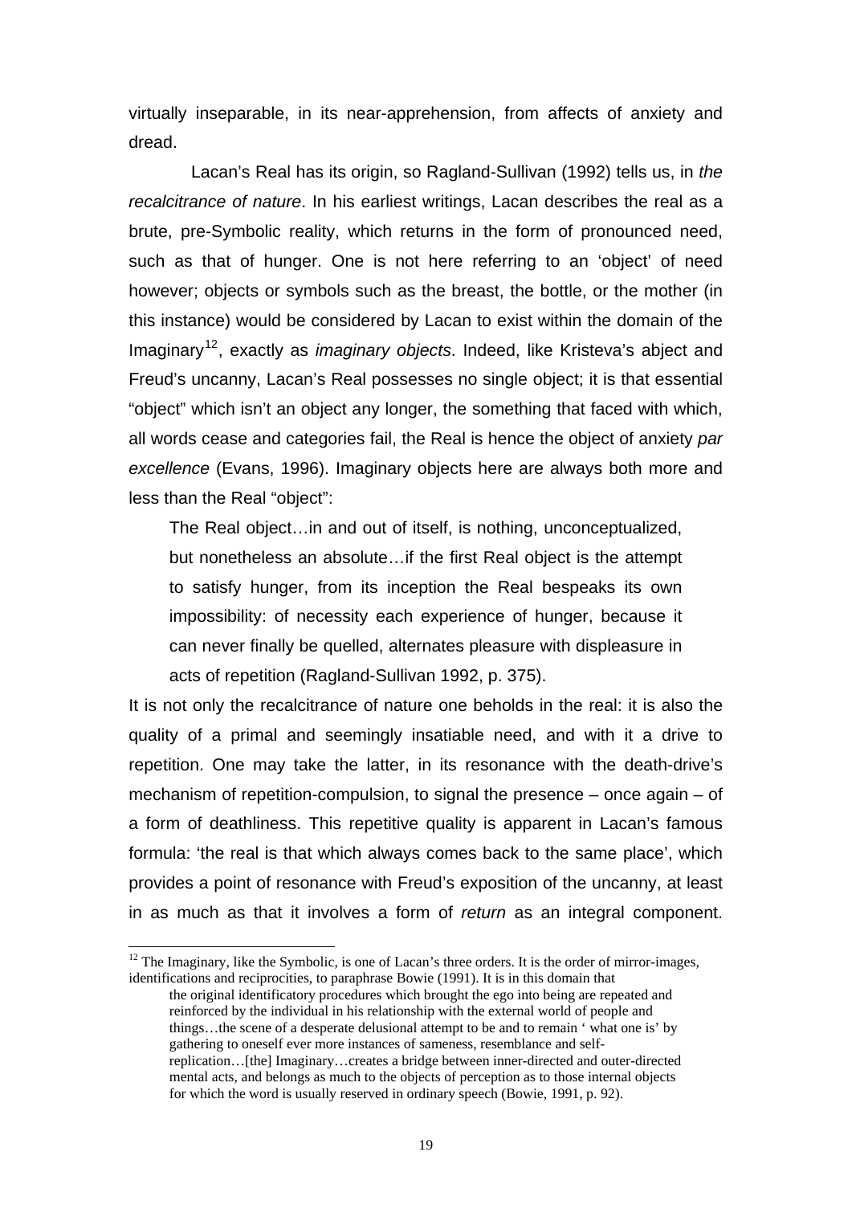virtually inseparable, in its near-apprehension, from affects of anxiety and dread.

Lacan's Real has its origin, so Ragland-Sullivan (1992) tells us, in *the recalcitrance of nature*. In his earliest writings, Lacan describes the real as a brute, pre-Symbolic reality, which returns in the form of pronounced need, such as that of hunger. One is not here referring to an 'object' of need however; objects or symbols such as the breast, the bottle, or the mother (in this instance) would be considered by Lacan to exist within the domain of the Imaginary[12], exactly as *imaginary objects*. Indeed, like Kristeva's abject and Freud's uncanny, Lacan's Real possesses no single object; it is that essential "object" which isn't an object any longer, the something that faced with which, all words cease and categories fail, the Real is hence the object of anxiety *par excellence* (Evans, 1996). Imaginary objects here are always both more and less than the Real "object":

> The Real object…in and out of itself, is nothing, unconceptualized, but nonetheless an absolute…if the first Real object is the attempt to satisfy hunger, from its inception the Real bespeaks its own impossibility: of necessity each experience of hunger, because it can never finally be quelled, alternates pleasure with displeasure in acts of repetition (Ragland-Sullivan 1992, p. 375).

It is not only the recalcitrance of nature one beholds in the real: it is also the quality of a primal and seemingly insatiable need, and with it a drive to repetition. One may take the latter, in its resonance with the death-drive's mechanism of repetition-compulsion, to signal the presence – once again – of a form of deathliness. This repetitive quality is apparent in Lacan's famous formula: 'the real is that which always comes back to the same place', which provides a point of resonance with Freud's exposition of the uncanny, at least in as much as that it involves a form of *return* as an integral component.

---

[12] The Imaginary, like the Symbolic, is one of Lacan's three orders. It is the order of mirror-images, identifications and reciprocities, to paraphrase Bowie (1991). It is in this domain that

> the original identificatory procedures which brought the ego into being are repeated and reinforced by the individual in his relationship with the external world of people and things…the scene of a desperate delusional attempt to be and to remain ' what one is' by gathering to oneself ever more instances of sameness, resemblance and self-replication…[the] Imaginary…creates a bridge between inner-directed and outer-directed mental acts, and belongs as much to the objects of perception as to those internal objects for which the word is usually reserved in ordinary speech (Bowie, 1991, p. 92).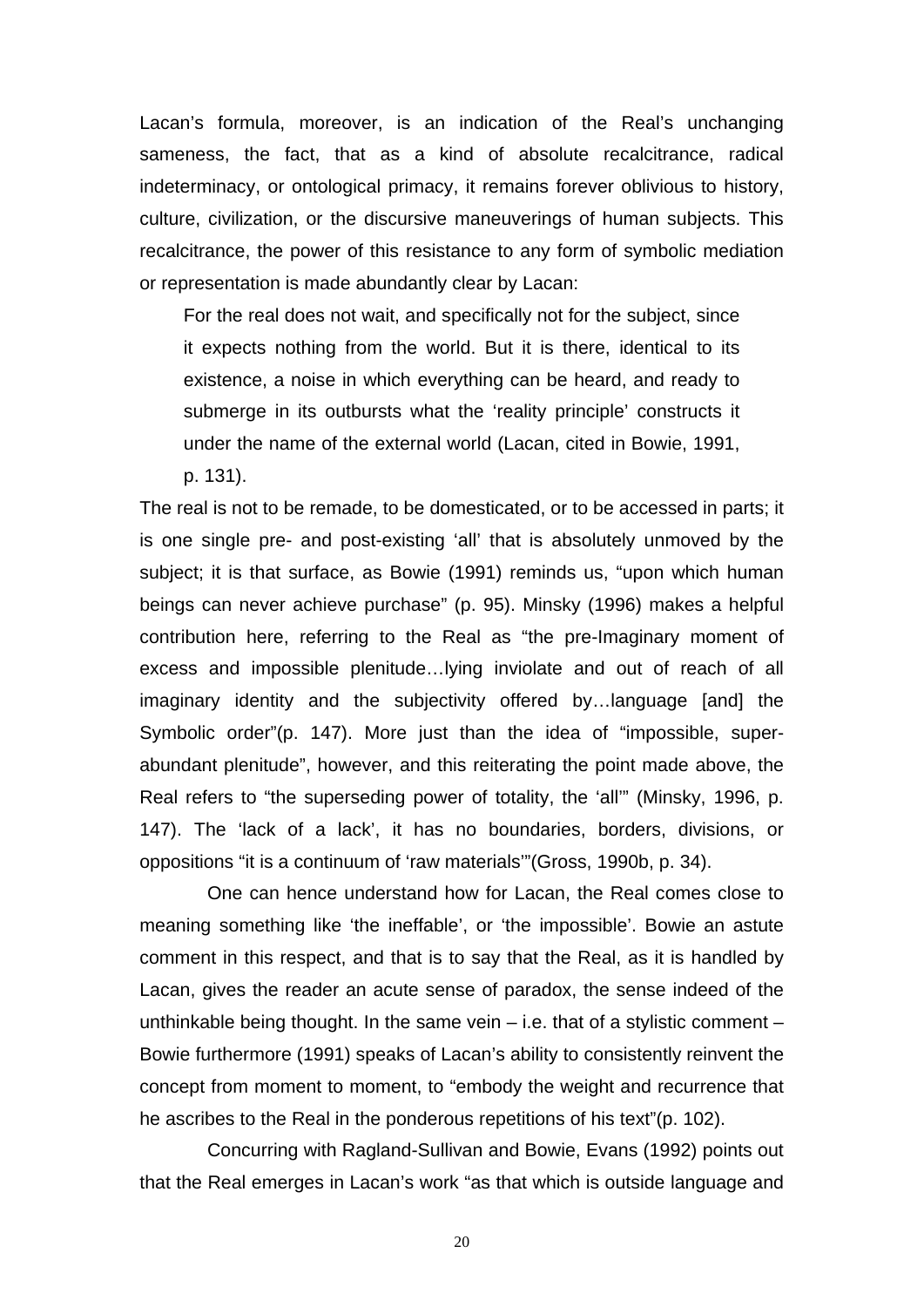Lacan's formula, moreover, is an indication of the Real's unchanging sameness, the fact, that as a kind of absolute recalcitrance, radical indeterminacy, or ontological primacy, it remains forever oblivious to history, culture, civilization, or the discursive maneuverings of human subjects. This recalcitrance, the power of this resistance to any form of symbolic mediation or representation is made abundantly clear by Lacan:

> For the real does not wait, and specifically not for the subject, since it expects nothing from the world. But it is there, identical to its existence, a noise in which everything can be heard, and ready to submerge in its outbursts what the 'reality principle' constructs it under the name of the external world (Lacan, cited in Bowie, 1991, p. 131).

The real is not to be remade, to be domesticated, or to be accessed in parts; it is one single pre- and post-existing 'all' that is absolutely unmoved by the subject; it is that surface, as Bowie (1991) reminds us, "upon which human beings can never achieve purchase" (p. 95). Minsky (1996) makes a helpful contribution here, referring to the Real as "the pre-Imaginary moment of excess and impossible plenitude…lying inviolate and out of reach of all imaginary identity and the subjectivity offered by…language [and] the Symbolic order"(p. 147). More just than the idea of "impossible, super-abundant plenitude", however, and this reiterating the point made above, the Real refers to "the superseding power of totality, the 'all'" (Minsky, 1996, p. 147). The 'lack of a lack', it has no boundaries, borders, divisions, or oppositions "it is a continuum of 'raw materials'"(Gross, 1990b, p. 34).

One can hence understand how for Lacan, the Real comes close to meaning something like 'the ineffable', or 'the impossible'. Bowie an astute comment in this respect, and that is to say that the Real, as it is handled by Lacan, gives the reader an acute sense of paradox, the sense indeed of the unthinkable being thought. In the same vein – i.e. that of a stylistic comment – Bowie furthermore (1991) speaks of Lacan's ability to consistently reinvent the concept from moment to moment, to "embody the weight and recurrence that he ascribes to the Real in the ponderous repetitions of his text"(p. 102).

Concurring with Ragland-Sullivan and Bowie, Evans (1992) points out that the Real emerges in Lacan's work "as that which is outside language and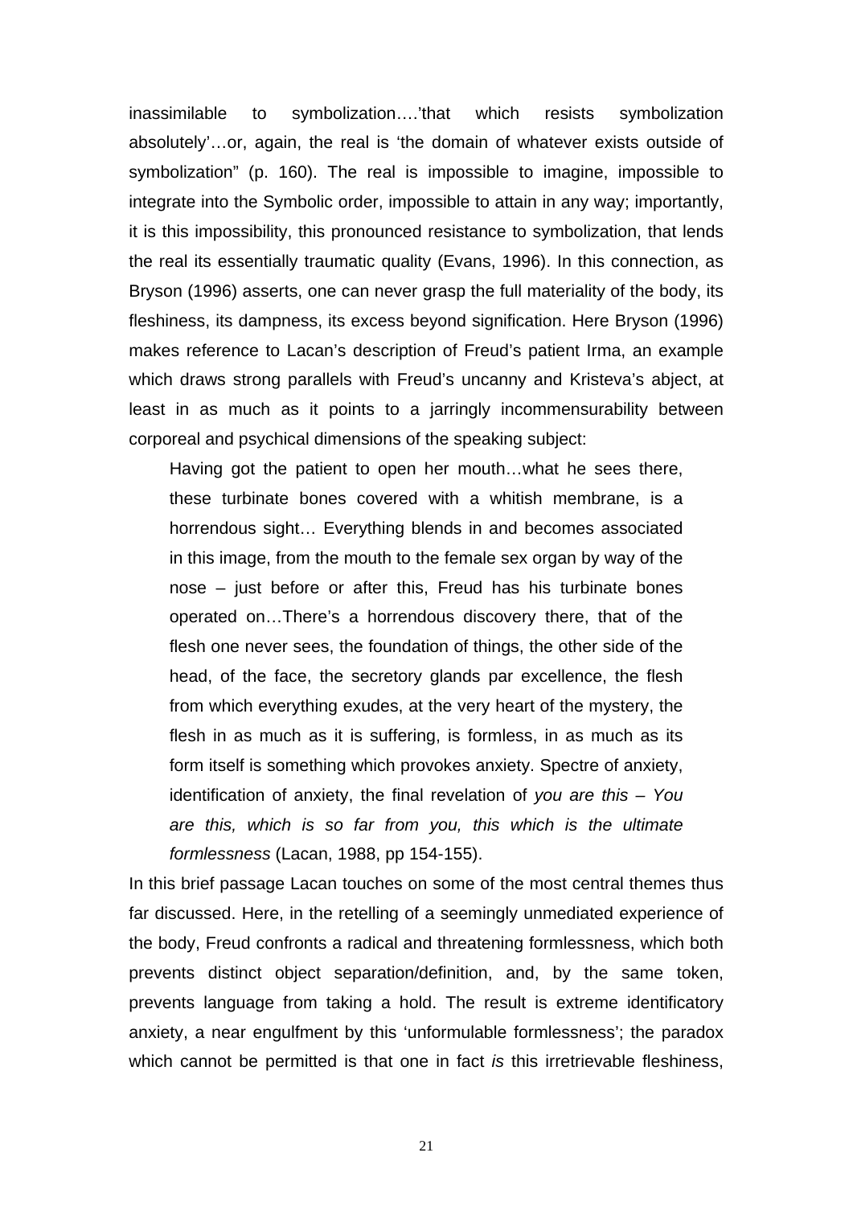inassimilable to symbolization….'that which resists symbolization absolutely'…or, again, the real is 'the domain of whatever exists outside of symbolization" (p. 160). The real is impossible to imagine, impossible to integrate into the Symbolic order, impossible to attain in any way; importantly, it is this impossibility, this pronounced resistance to symbolization, that lends the real its essentially traumatic quality (Evans, 1996). In this connection, as Bryson (1996) asserts, one can never grasp the full materiality of the body, its fleshiness, its dampness, its excess beyond signification. Here Bryson (1996) makes reference to Lacan's description of Freud's patient Irma, an example which draws strong parallels with Freud's uncanny and Kristeva's abject, at least in as much as it points to a jarringly incommensurability between corporeal and psychical dimensions of the speaking subject:

> Having got the patient to open her mouth…what he sees there, these turbinate bones covered with a whitish membrane, is a horrendous sight… Everything blends in and becomes associated in this image, from the mouth to the female sex organ by way of the nose – just before or after this, Freud has his turbinate bones operated on…There's a horrendous discovery there, that of the flesh one never sees, the foundation of things, the other side of the head, of the face, the secretory glands par excellence, the flesh from which everything exudes, at the very heart of the mystery, the flesh in as much as it is suffering, is formless, in as much as its form itself is something which provokes anxiety. Spectre of anxiety, identification of anxiety, the final revelation of *you are this – You are this, which is so far from you, this which is the ultimate formlessness* (Lacan, 1988, pp 154-155).

In this brief passage Lacan touches on some of the most central themes thus far discussed. Here, in the retelling of a seemingly unmediated experience of the body, Freud confronts a radical and threatening formlessness, which both prevents distinct object separation/definition, and, by the same token, prevents language from taking a hold. The result is extreme identificatory anxiety, a near engulfment by this 'unformulable formlessness'; the paradox which cannot be permitted is that one in fact *is* this irretrievable fleshiness,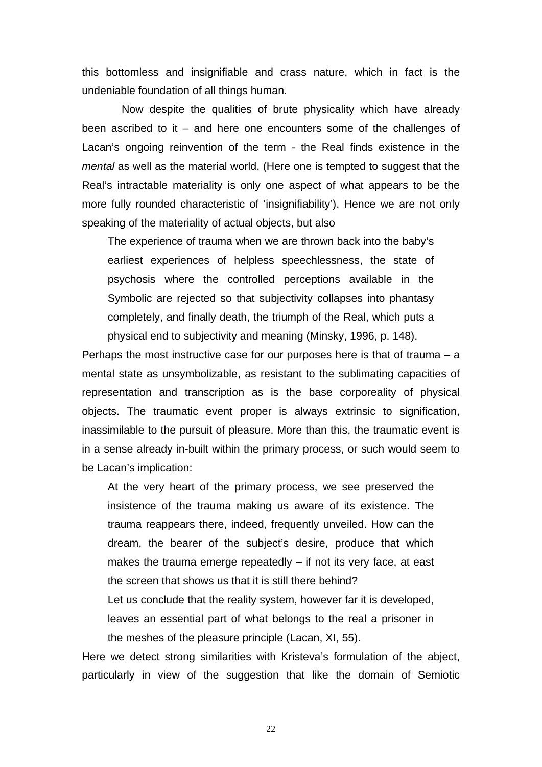this bottomless and insignifiable and crass nature, which in fact is the undeniable foundation of all things human.

Now despite the qualities of brute physicality which have already been ascribed to it – and here one encounters some of the challenges of Lacan's ongoing reinvention of the term - the Real finds existence in the *mental* as well as the material world. (Here one is tempted to suggest that the Real's intractable materiality is only one aspect of what appears to be the more fully rounded characteristic of 'insignifiability'). Hence we are not only speaking of the materiality of actual objects, but also

> The experience of trauma when we are thrown back into the baby's earliest experiences of helpless speechlessness, the state of psychosis where the controlled perceptions available in the Symbolic are rejected so that subjectivity collapses into phantasy completely, and finally death, the triumph of the Real, which puts a physical end to subjectivity and meaning (Minsky, 1996, p. 148).

Perhaps the most instructive case for our purposes here is that of trauma – a mental state as unsymbolizable, as resistant to the sublimating capacities of representation and transcription as is the base corporeality of physical objects. The traumatic event proper is always extrinsic to signification, inassimilable to the pursuit of pleasure. More than this, the traumatic event is in a sense already in-built within the primary process, or such would seem to be Lacan's implication:

> At the very heart of the primary process, we see preserved the insistence of the trauma making us aware of its existence. The trauma reappears there, indeed, frequently unveiled. How can the dream, the bearer of the subject's desire, produce that which makes the trauma emerge repeatedly – if not its very face, at east the screen that shows us that it is still there behind?
>
> Let us conclude that the reality system, however far it is developed, leaves an essential part of what belongs to the real a prisoner in the meshes of the pleasure principle (Lacan, XI, 55).

Here we detect strong similarities with Kristeva's formulation of the abject, particularly in view of the suggestion that like the domain of Semiotic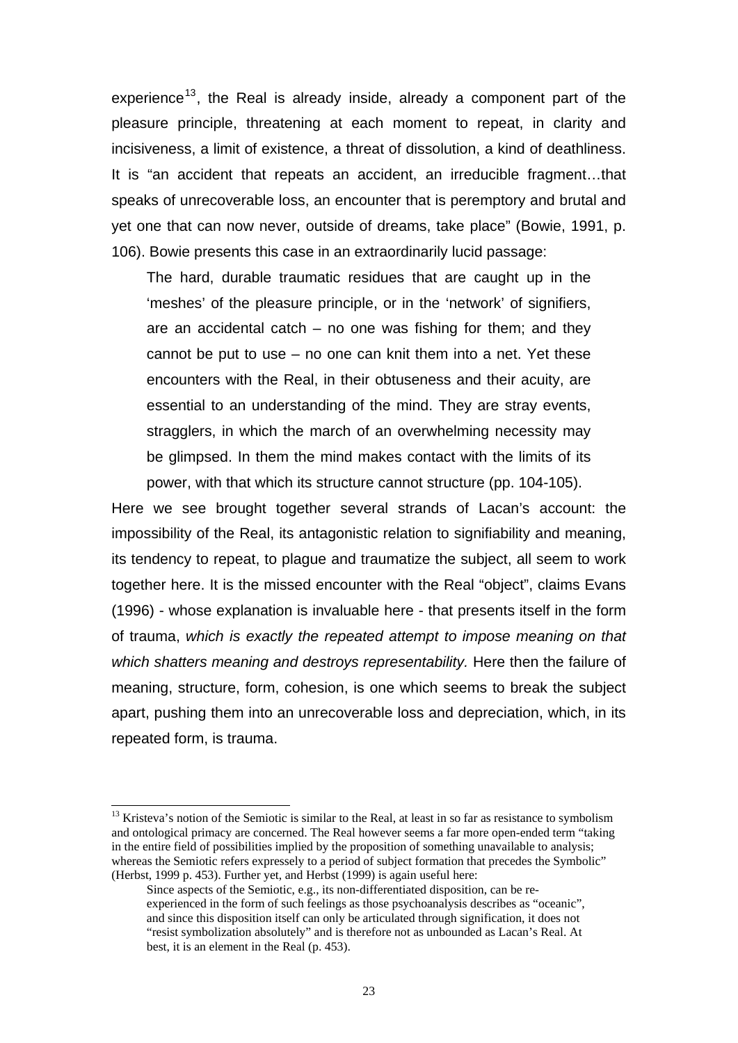experience[13], the Real is already inside, already a component part of the pleasure principle, threatening at each moment to repeat, in clarity and incisiveness, a limit of existence, a threat of dissolution, a kind of deathliness. It is "an accident that repeats an accident, an irreducible fragment…that speaks of unrecoverable loss, an encounter that is peremptory and brutal and yet one that can now never, outside of dreams, take place" (Bowie, 1991, p. 106). Bowie presents this case in an extraordinarily lucid passage:

> The hard, durable traumatic residues that are caught up in the 'meshes' of the pleasure principle, or in the 'network' of signifiers, are an accidental catch – no one was fishing for them; and they cannot be put to use – no one can knit them into a net. Yet these encounters with the Real, in their obtuseness and their acuity, are essential to an understanding of the mind. They are stray events, stragglers, in which the march of an overwhelming necessity may be glimpsed. In them the mind makes contact with the limits of its power, with that which its structure cannot structure (pp. 104-105).

Here we see brought together several strands of Lacan's account: the impossibility of the Real, its antagonistic relation to signifiability and meaning, its tendency to repeat, to plague and traumatize the subject, all seem to work together here. It is the missed encounter with the Real "object", claims Evans (1996) - whose explanation is invaluable here - that presents itself in the form of trauma, *which is exactly the repeated attempt to impose meaning on that which shatters meaning and destroys representability.* Here then the failure of meaning, structure, form, cohesion, is one which seems to break the subject apart, pushing them into an unrecoverable loss and depreciation, which, in its repeated form, is trauma.

---

[13] Kristeva's notion of the Semiotic is similar to the Real, at least in so far as resistance to symbolism and ontological primacy are concerned. The Real however seems a far more open-ended term "taking in the entire field of possibilities implied by the proposition of something unavailable to analysis; whereas the Semiotic refers expressely to a period of subject formation that precedes the Symbolic" (Herbst, 1999 p. 453). Further yet, and Herbst (1999) is again useful here:

> Since aspects of the Semiotic, e.g., its non-differentiated disposition, can be re-experienced in the form of such feelings as those psychoanalysis describes as "oceanic", and since this disposition itself can only be articulated through signification, it does not "resist symbolization absolutely" and is therefore not as unbounded as Lacan's Real. At best, it is an element in the Real (p. 453).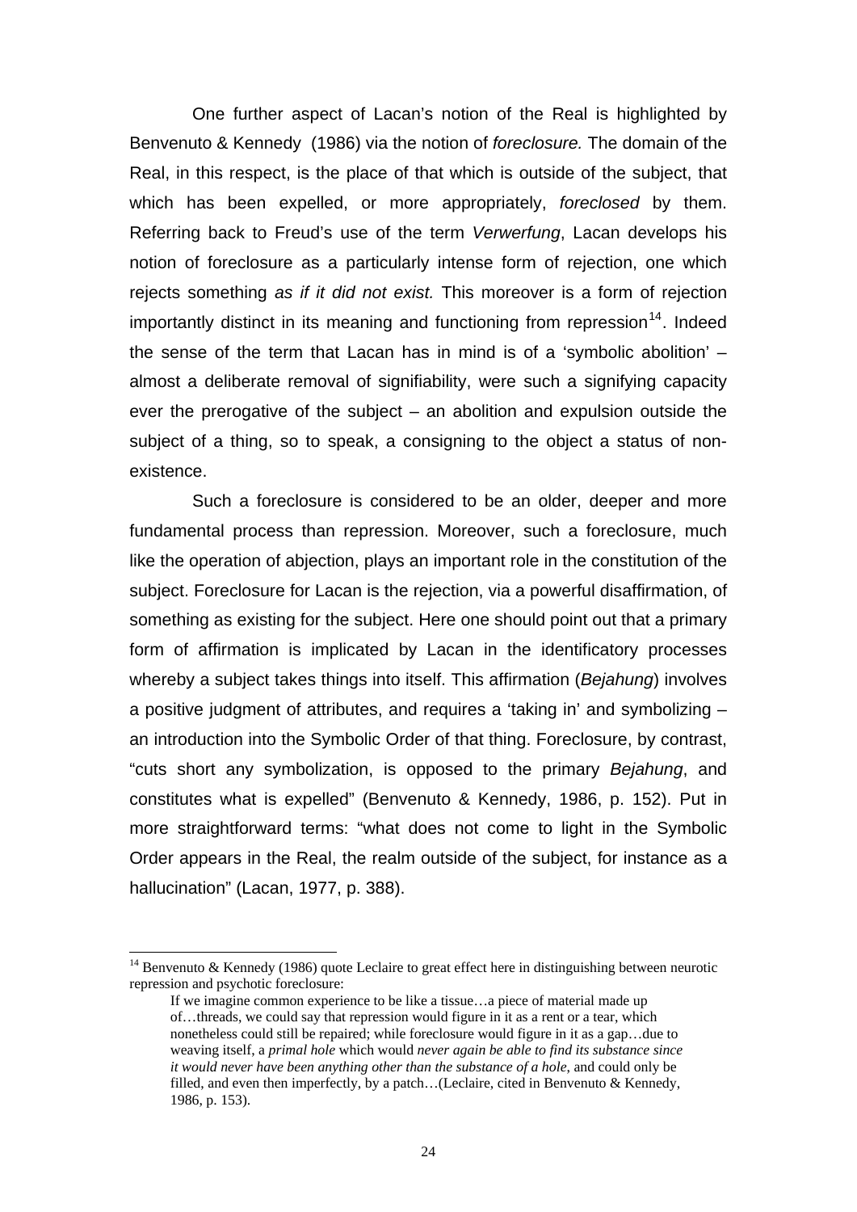One further aspect of Lacan's notion of the Real is highlighted by Benvenuto & Kennedy (1986) via the notion of *foreclosure.* The domain of the Real, in this respect, is the place of that which is outside of the subject, that which has been expelled, or more appropriately, *foreclosed* by them. Referring back to Freud's use of the term *Verwerfung*, Lacan develops his notion of foreclosure as a particularly intense form of rejection, one which rejects something *as if it did not exist.* This moreover is a form of rejection importantly distinct in its meaning and functioning from repression[14]. Indeed the sense of the term that Lacan has in mind is of a 'symbolic abolition' – almost a deliberate removal of signifiability, were such a signifying capacity ever the prerogative of the subject – an abolition and expulsion outside the subject of a thing, so to speak, a consigning to the object a status of non-existence.

Such a foreclosure is considered to be an older, deeper and more fundamental process than repression. Moreover, such a foreclosure, much like the operation of abjection, plays an important role in the constitution of the subject. Foreclosure for Lacan is the rejection, via a powerful disaffirmation, of something as existing for the subject. Here one should point out that a primary form of affirmation is implicated by Lacan in the identificatory processes whereby a subject takes things into itself. This affirmation (*Bejahung*) involves a positive judgment of attributes, and requires a 'taking in' and symbolizing – an introduction into the Symbolic Order of that thing. Foreclosure, by contrast, "cuts short any symbolization, is opposed to the primary *Bejahung*, and constitutes what is expelled" (Benvenuto & Kennedy, 1986, p. 152). Put in more straightforward terms: "what does not come to light in the Symbolic Order appears in the Real, the realm outside of the subject, for instance as a hallucination" (Lacan, 1977, p. 388).

---

[14] Benvenuto & Kennedy (1986) quote Leclaire to great effect here in distinguishing between neurotic repression and psychotic foreclosure:

> If we imagine common experience to be like a tissue…a piece of material made up of…threads, we could say that repression would figure in it as a rent or a tear, which nonetheless could still be repaired; while foreclosure would figure in it as a gap…due to weaving itself, a *primal hole* which would *never again be able to find its substance since it would never have been anything other than the substance of a hole*, and could only be filled, and even then imperfectly, by a patch…(Leclaire, cited in Benvenuto & Kennedy, 1986, p. 153).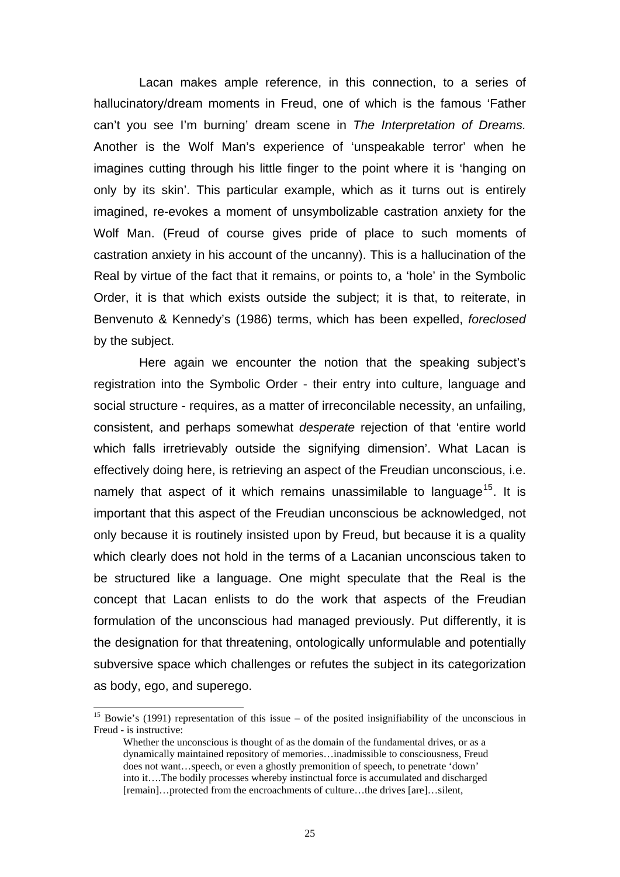Lacan makes ample reference, in this connection, to a series of hallucinatory/dream moments in Freud, one of which is the famous 'Father can't you see I'm burning' dream scene in *The Interpretation of Dreams.* Another is the Wolf Man's experience of 'unspeakable terror' when he imagines cutting through his little finger to the point where it is 'hanging on only by its skin'. This particular example, which as it turns out is entirely imagined, re-evokes a moment of unsymbolizable castration anxiety for the Wolf Man. (Freud of course gives pride of place to such moments of castration anxiety in his account of the uncanny). This is a hallucination of the Real by virtue of the fact that it remains, or points to, a 'hole' in the Symbolic Order, it is that which exists outside the subject; it is that, to reiterate, in Benvenuto & Kennedy's (1986) terms, which has been expelled, *foreclosed* by the subject.

Here again we encounter the notion that the speaking subject's registration into the Symbolic Order - their entry into culture, language and social structure - requires, as a matter of irreconcilable necessity, an unfailing, consistent, and perhaps somewhat *desperate* rejection of that 'entire world which falls irretrievably outside the signifying dimension'. What Lacan is effectively doing here, is retrieving an aspect of the Freudian unconscious, i.e. namely that aspect of it which remains unassimilable to language[15]. It is important that this aspect of the Freudian unconscious be acknowledged, not only because it is routinely insisted upon by Freud, but because it is a quality which clearly does not hold in the terms of a Lacanian unconscious taken to be structured like a language. One might speculate that the Real is the concept that Lacan enlists to do the work that aspects of the Freudian formulation of the unconscious had managed previously. Put differently, it is the designation for that threatening, ontologically unformulable and potentially subversive space which challenges or refutes the subject in its categorization as body, ego, and superego.

---

[15] Bowie's (1991) representation of this issue – of the posited insignifiability of the unconscious in Freud - is instructive:

> Whether the unconscious is thought of as the domain of the fundamental drives, or as a dynamically maintained repository of memories…inadmissible to consciousness, Freud does not want…speech, or even a ghostly premonition of speech, to penetrate 'down' into it….The bodily processes whereby instinctual force is accumulated and discharged [remain]…protected from the encroachments of culture…the drives [are]…silent,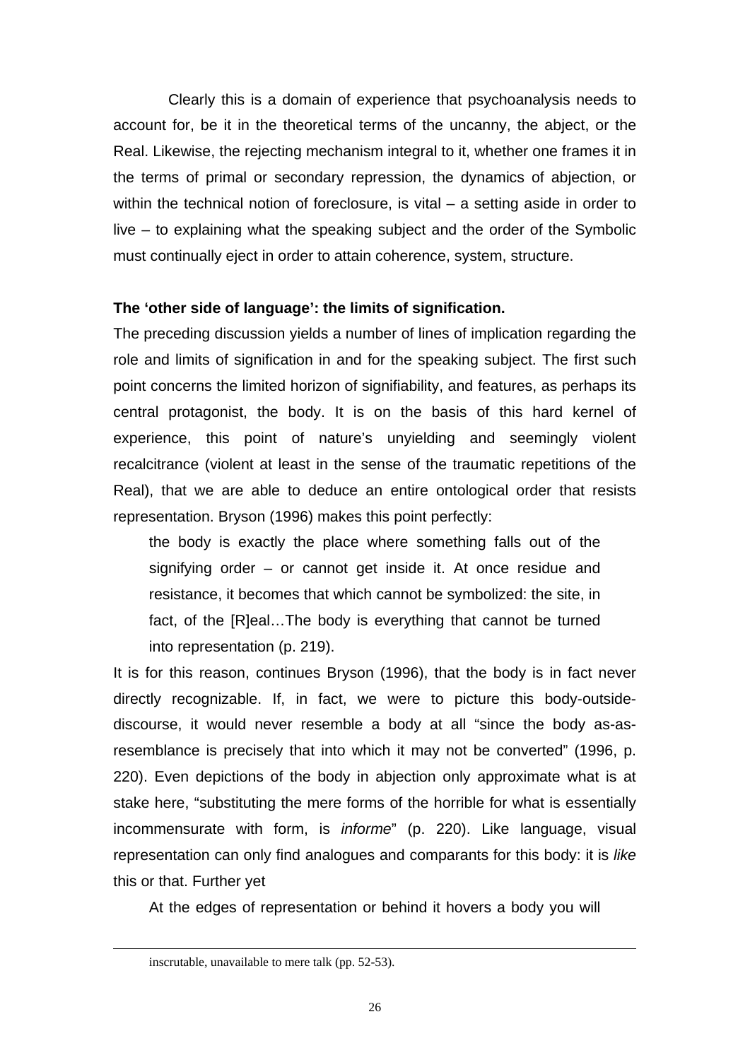Clearly this is a domain of experience that psychoanalysis needs to account for, be it in the theoretical terms of the uncanny, the abject, or the Real. Likewise, the rejecting mechanism integral to it, whether one frames it in the terms of primal or secondary repression, the dynamics of abjection, or within the technical notion of foreclosure, is vital – a setting aside in order to live – to explaining what the speaking subject and the order of the Symbolic must continually eject in order to attain coherence, system, structure.

**The 'other side of language': the limits of signification.**

The preceding discussion yields a number of lines of implication regarding the role and limits of signification in and for the speaking subject. The first such point concerns the limited horizon of signifiability, and features, as perhaps its central protagonist, the body. It is on the basis of this hard kernel of experience, this point of nature's unyielding and seemingly violent recalcitrance (violent at least in the sense of the traumatic repetitions of the Real), that we are able to deduce an entire ontological order that resists representation. Bryson (1996) makes this point perfectly:

> the body is exactly the place where something falls out of the signifying order – or cannot get inside it. At once residue and resistance, it becomes that which cannot be symbolized: the site, in fact, of the [R]eal…The body is everything that cannot be turned into representation (p. 219).

It is for this reason, continues Bryson (1996), that the body is in fact never directly recognizable. If, in fact, we were to picture this body-outside-discourse, it would never resemble a body at all "since the body as-as-resemblance is precisely that into which it may not be converted" (1996, p. 220). Even depictions of the body in abjection only approximate what is at stake here, "substituting the mere forms of the horrible for what is essentially incommensurate with form, is *informe*" (p. 220). Like language, visual representation can only find analogues and comparants for this body: it is *like* this or that. Further yet

> At the edges of representation or behind it hovers a body you will

---

inscrutable, unavailable to mere talk (pp. 52-53).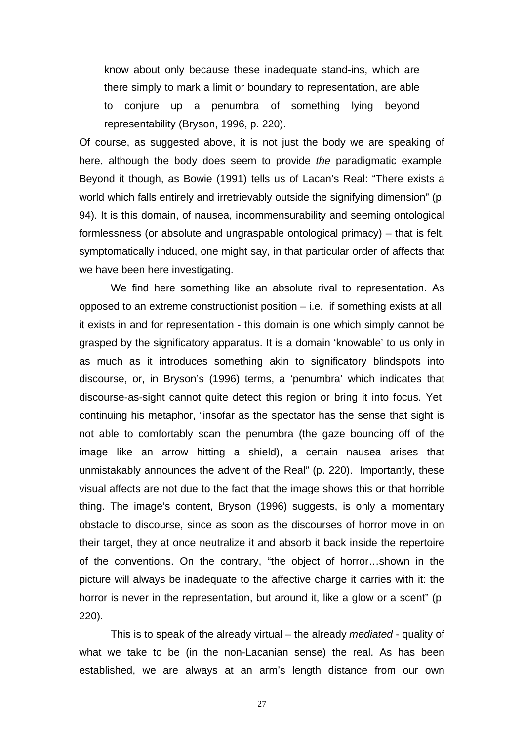> know about only because these inadequate stand-ins, which are there simply to mark a limit or boundary to representation, are able to conjure up a penumbra of something lying beyond representability (Bryson, 1996, p. 220).

Of course, as suggested above, it is not just the body we are speaking of here, although the body does seem to provide *the* paradigmatic example. Beyond it though, as Bowie (1991) tells us of Lacan's Real: "There exists a world which falls entirely and irretrievably outside the signifying dimension" (p. 94). It is this domain, of nausea, incommensurability and seeming ontological formlessness (or absolute and ungraspable ontological primacy) – that is felt, symptomatically induced, one might say, in that particular order of affects that we have been here investigating.

We find here something like an absolute rival to representation. As opposed to an extreme constructionist position – i.e. if something exists at all, it exists in and for representation - this domain is one which simply cannot be grasped by the significatory apparatus. It is a domain 'knowable' to us only in as much as it introduces something akin to significatory blindspots into discourse, or, in Bryson's (1996) terms, a 'penumbra' which indicates that discourse-as-sight cannot quite detect this region or bring it into focus. Yet, continuing his metaphor, "insofar as the spectator has the sense that sight is not able to comfortably scan the penumbra (the gaze bouncing off of the image like an arrow hitting a shield), a certain nausea arises that unmistakably announces the advent of the Real" (p. 220). Importantly, these visual affects are not due to the fact that the image shows this or that horrible thing. The image's content, Bryson (1996) suggests, is only a momentary obstacle to discourse, since as soon as the discourses of horror move in on their target, they at once neutralize it and absorb it back inside the repertoire of the conventions. On the contrary, "the object of horror…shown in the picture will always be inadequate to the affective charge it carries with it: the horror is never in the representation, but around it, like a glow or a scent" (p. 220).

This is to speak of the already virtual – the already *mediated* - quality of what we take to be (in the non-Lacanian sense) the real. As has been established, we are always at an arm's length distance from our own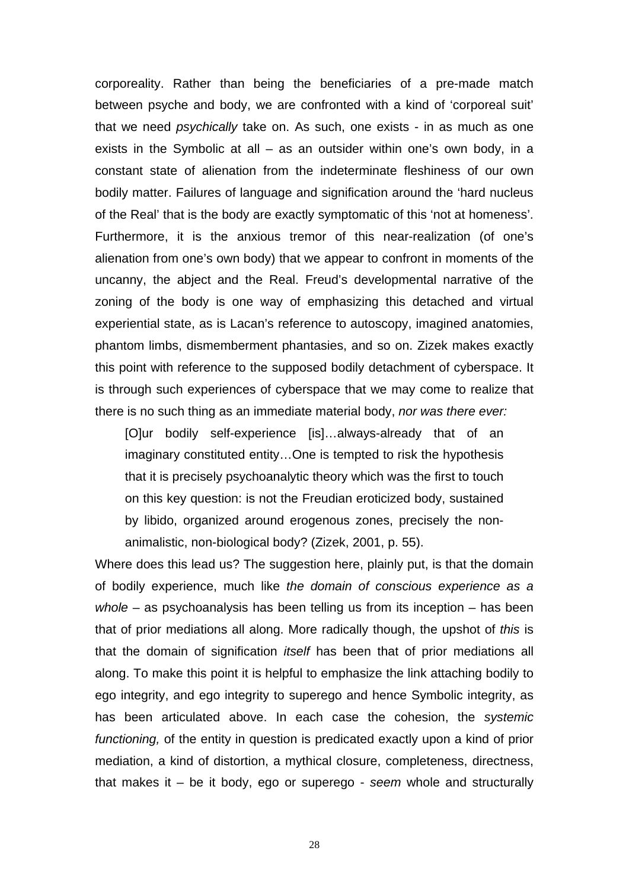corporeality. Rather than being the beneficiaries of a pre-made match between psyche and body, we are confronted with a kind of 'corporeal suit' that we need *psychically* take on. As such, one exists - in as much as one exists in the Symbolic at all – as an outsider within one's own body, in a constant state of alienation from the indeterminate fleshiness of our own bodily matter. Failures of language and signification around the 'hard nucleus of the Real' that is the body are exactly symptomatic of this 'not at homeness'. Furthermore, it is the anxious tremor of this near-realization (of one's alienation from one's own body) that we appear to confront in moments of the uncanny, the abject and the Real. Freud's developmental narrative of the zoning of the body is one way of emphasizing this detached and virtual experiential state, as is Lacan's reference to autoscopy, imagined anatomies, phantom limbs, dismemberment phantasies, and so on. Zizek makes exactly this point with reference to the supposed bodily detachment of cyberspace. It is through such experiences of cyberspace that we may come to realize that there is no such thing as an immediate material body, *nor was there ever:*

> [O]ur bodily self-experience [is]…always-already that of an imaginary constituted entity…One is tempted to risk the hypothesis that it is precisely psychoanalytic theory which was the first to touch on this key question: is not the Freudian eroticized body, sustained by libido, organized around erogenous zones, precisely the non-animalistic, non-biological body? (Zizek, 2001, p. 55).

Where does this lead us? The suggestion here, plainly put, is that the domain of bodily experience, much like *the domain of conscious experience as a whole* – as psychoanalysis has been telling us from its inception – has been that of prior mediations all along. More radically though, the upshot of *this* is that the domain of signification *itself* has been that of prior mediations all along. To make this point it is helpful to emphasize the link attaching bodily to ego integrity, and ego integrity to superego and hence Symbolic integrity, as has been articulated above. In each case the cohesion, the *systemic functioning,* of the entity in question is predicated exactly upon a kind of prior mediation, a kind of distortion, a mythical closure, completeness, directness, that makes it – be it body, ego or superego - *seem* whole and structurally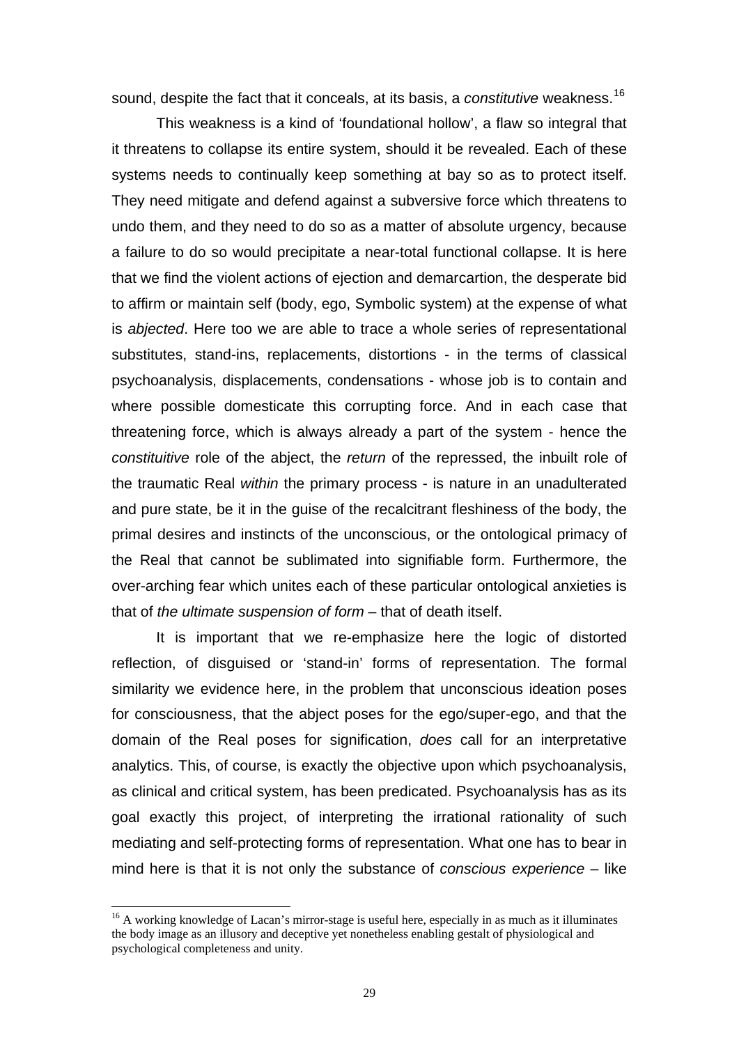sound, despite the fact that it conceals, at its basis, a *constitutive* weakness.[16]

This weakness is a kind of 'foundational hollow', a flaw so integral that it threatens to collapse its entire system, should it be revealed. Each of these systems needs to continually keep something at bay so as to protect itself. They need mitigate and defend against a subversive force which threatens to undo them, and they need to do so as a matter of absolute urgency, because a failure to do so would precipitate a near-total functional collapse. It is here that we find the violent actions of ejection and demarcartion, the desperate bid to affirm or maintain self (body, ego, Symbolic system) at the expense of what is *abjected*. Here too we are able to trace a whole series of representational substitutes, stand-ins, replacements, distortions - in the terms of classical psychoanalysis, displacements, condensations - whose job is to contain and where possible domesticate this corrupting force. And in each case that threatening force, which is always already a part of the system - hence the *constituitive* role of the abject, the *return* of the repressed, the inbuilt role of the traumatic Real *within* the primary process - is nature in an unadulterated and pure state, be it in the guise of the recalcitrant fleshiness of the body, the primal desires and instincts of the unconscious, or the ontological primacy of the Real that cannot be sublimated into signifiable form. Furthermore, the over-arching fear which unites each of these particular ontological anxieties is that of *the ultimate suspension of form* – that of death itself.

It is important that we re-emphasize here the logic of distorted reflection, of disguised or 'stand-in' forms of representation. The formal similarity we evidence here, in the problem that unconscious ideation poses for consciousness, that the abject poses for the ego/super-ego, and that the domain of the Real poses for signification, *does* call for an interpretative analytics. This, of course, is exactly the objective upon which psychoanalysis, as clinical and critical system, has been predicated. Psychoanalysis has as its goal exactly this project, of interpreting the irrational rationality of such mediating and self-protecting forms of representation. What one has to bear in mind here is that it is not only the substance of *conscious experience* – like

[16] A working knowledge of Lacan's mirror-stage is useful here, especially in as much as it illuminates the body image as an illusory and deceptive yet nonetheless enabling gestalt of physiological and psychological completeness and unity.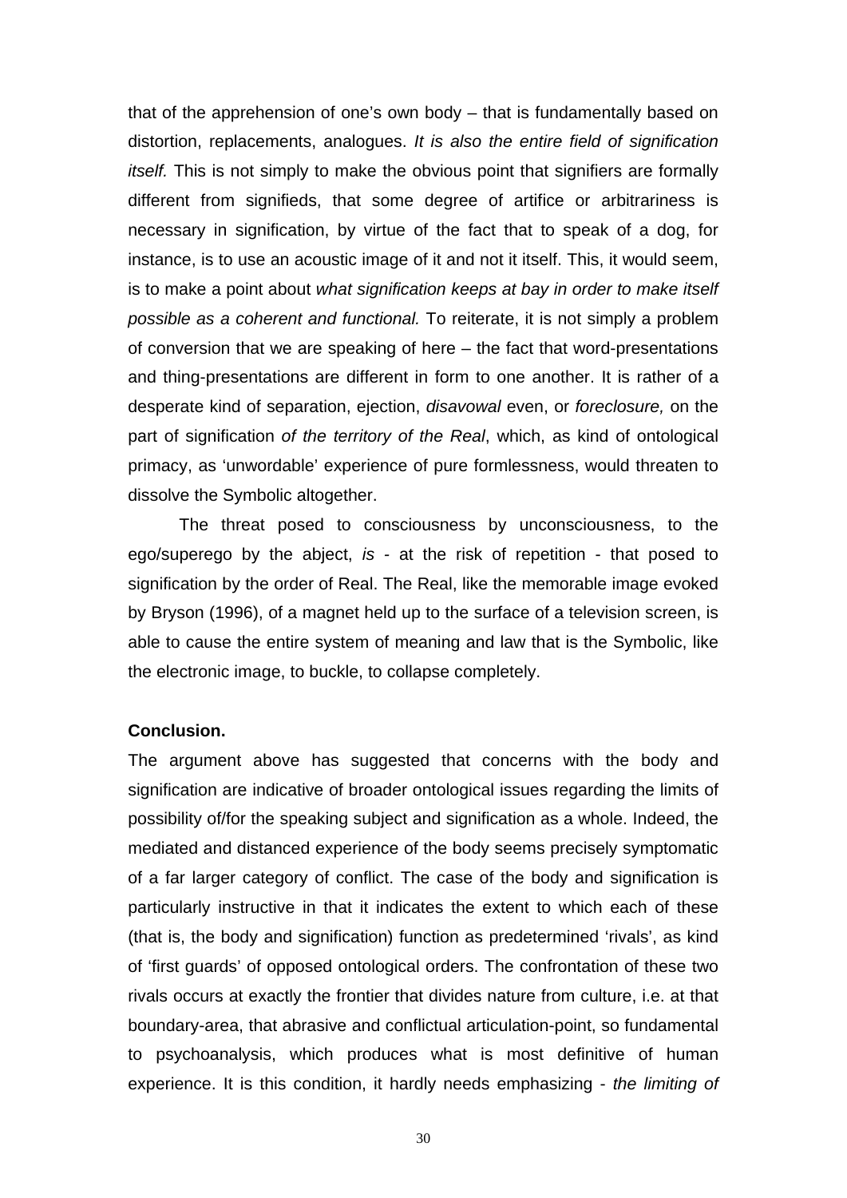that of the apprehension of one's own body – that is fundamentally based on distortion, replacements, analogues. *It is also the entire field of signification itself.* This is not simply to make the obvious point that signifiers are formally different from signifieds, that some degree of artifice or arbitrariness is necessary in signification, by virtue of the fact that to speak of a dog, for instance, is to use an acoustic image of it and not it itself. This, it would seem, is to make a point about *what signification keeps at bay in order to make itself possible as a coherent and functional.* To reiterate, it is not simply a problem of conversion that we are speaking of here – the fact that word-presentations and thing-presentations are different in form to one another. It is rather of a desperate kind of separation, ejection, *disavowal* even, or *foreclosure,* on the part of signification *of the territory of the Real*, which, as kind of ontological primacy, as 'unwordable' experience of pure formlessness, would threaten to dissolve the Symbolic altogether.

The threat posed to consciousness by unconsciousness, to the ego/superego by the abject, *is* - at the risk of repetition - that posed to signification by the order of Real. The Real, like the memorable image evoked by Bryson (1996), of a magnet held up to the surface of a television screen, is able to cause the entire system of meaning and law that is the Symbolic, like the electronic image, to buckle, to collapse completely.

**Conclusion.**

The argument above has suggested that concerns with the body and signification are indicative of broader ontological issues regarding the limits of possibility of/for the speaking subject and signification as a whole. Indeed, the mediated and distanced experience of the body seems precisely symptomatic of a far larger category of conflict. The case of the body and signification is particularly instructive in that it indicates the extent to which each of these (that is, the body and signification) function as predetermined 'rivals', as kind of 'first guards' of opposed ontological orders. The confrontation of these two rivals occurs at exactly the frontier that divides nature from culture, i.e. at that boundary-area, that abrasive and conflictual articulation-point, so fundamental to psychoanalysis, which produces what is most definitive of human experience. It is this condition, it hardly needs emphasizing - *the limiting of*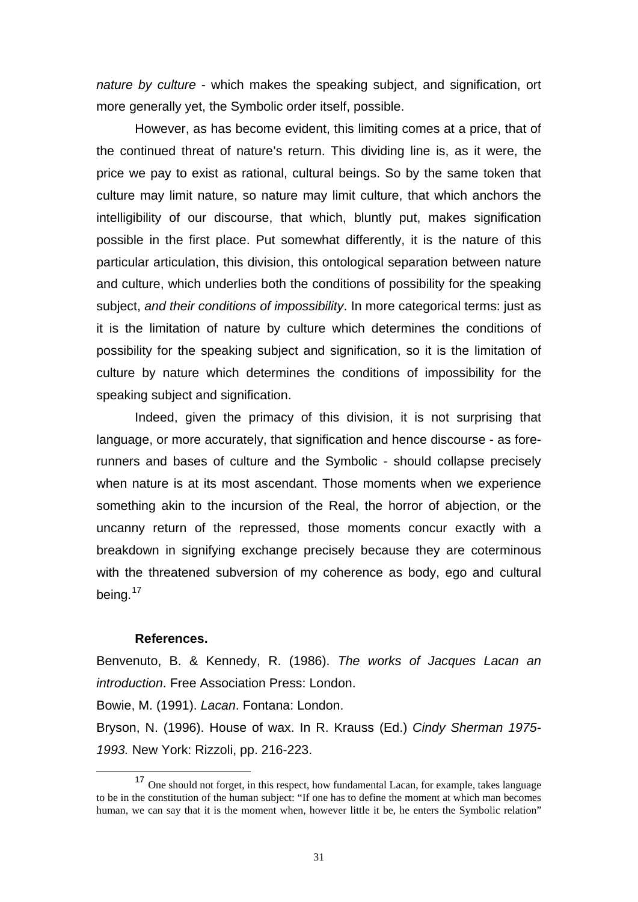*nature by culture* - which makes the speaking subject, and signification, ort more generally yet, the Symbolic order itself, possible.

However, as has become evident, this limiting comes at a price, that of the continued threat of nature's return. This dividing line is, as it were, the price we pay to exist as rational, cultural beings. So by the same token that culture may limit nature, so nature may limit culture, that which anchors the intelligibility of our discourse, that which, bluntly put, makes signification possible in the first place. Put somewhat differently, it is the nature of this particular articulation, this division, this ontological separation between nature and culture, which underlies both the conditions of possibility for the speaking subject, *and their conditions of impossibility*. In more categorical terms: just as it is the limitation of nature by culture which determines the conditions of possibility for the speaking subject and signification, so it is the limitation of culture by nature which determines the conditions of impossibility for the speaking subject and signification.

Indeed, given the primacy of this division, it is not surprising that language, or more accurately, that signification and hence discourse - as fore-runners and bases of culture and the Symbolic - should collapse precisely when nature is at its most ascendant. Those moments when we experience something akin to the incursion of the Real, the horror of abjection, or the uncanny return of the repressed, those moments concur exactly with a breakdown in signifying exchange precisely because they are coterminous with the threatened subversion of my coherence as body, ego and cultural being.[17]

**References.**

Benvenuto, B. & Kennedy, R. (1986). *The works of Jacques Lacan an introduction*. Free Association Press: London.

Bowie, M. (1991). *Lacan*. Fontana: London.

Bryson, N. (1996). House of wax. In R. Krauss (Ed.) *Cindy Sherman 1975-1993.* New York: Rizzoli, pp. 216-223.

[17] One should not forget, in this respect, how fundamental Lacan, for example, takes language to be in the constitution of the human subject: "If one has to define the moment at which man becomes human, we can say that it is the moment when, however little it be, he enters the Symbolic relation"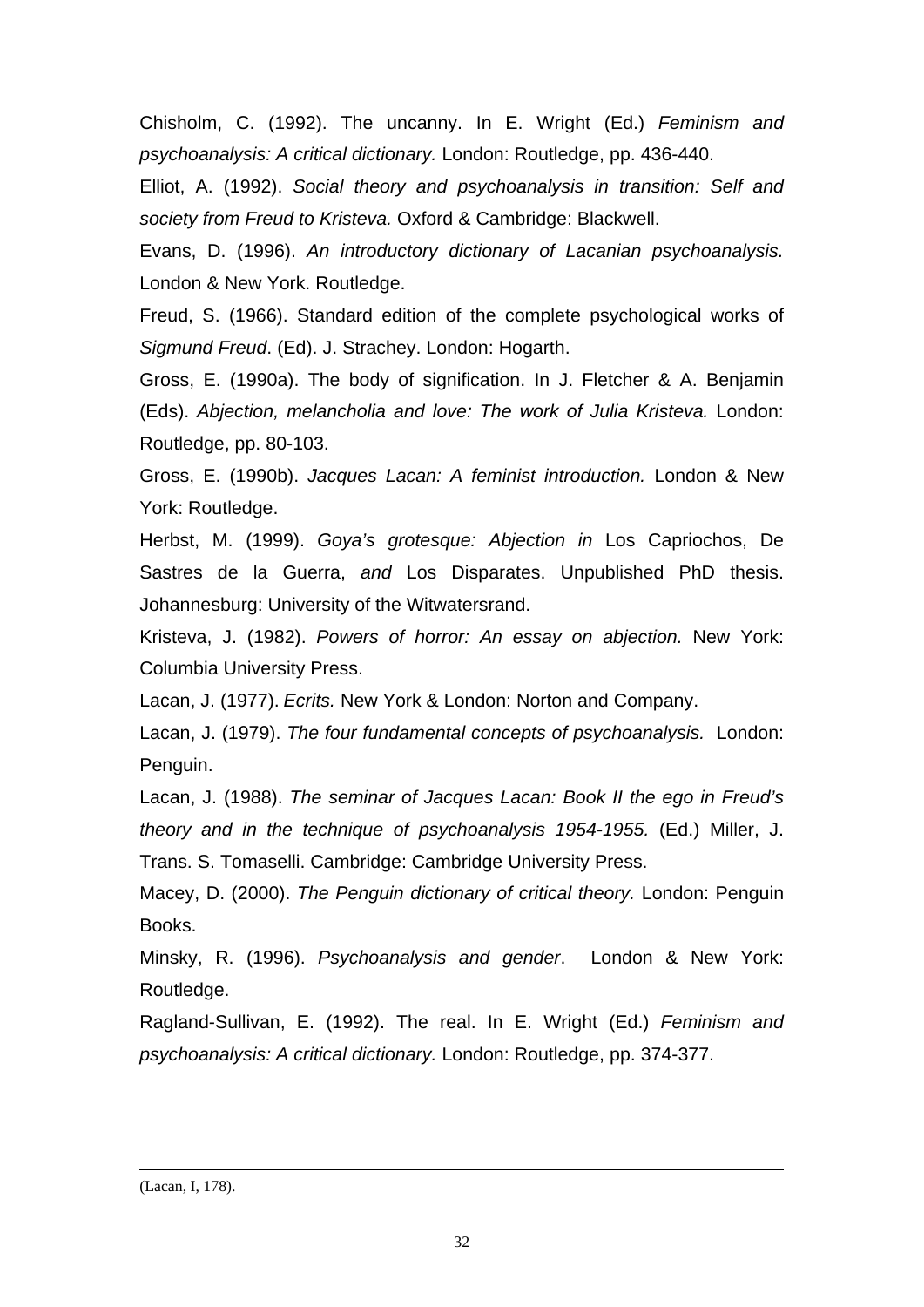Chisholm, C. (1992). The uncanny. In E. Wright (Ed.) *Feminism and psychoanalysis: A critical dictionary.* London: Routledge, pp. 436-440.

Elliot, A. (1992). *Social theory and psychoanalysis in transition: Self and society from Freud to Kristeva.* Oxford & Cambridge: Blackwell.

Evans, D. (1996). *An introductory dictionary of Lacanian psychoanalysis.* London & New York. Routledge.

Freud, S. (1966). Standard edition of the complete psychological works of *Sigmund Freud*. (Ed). J. Strachey. London: Hogarth.

Gross, E. (1990a). The body of signification. In J. Fletcher & A. Benjamin (Eds). *Abjection, melancholia and love: The work of Julia Kristeva.* London: Routledge, pp. 80-103.

Gross, E. (1990b). *Jacques Lacan: A feminist introduction.* London & New York: Routledge.

Herbst, M. (1999). *Goya's grotesque: Abjection in* Los Capriochos, De Sastres de la Guerra, *and* Los Disparates. Unpublished PhD thesis. Johannesburg: University of the Witwatersrand.

Kristeva, J. (1982). *Powers of horror: An essay on abjection.* New York: Columbia University Press.

Lacan, J. (1977). *Ecrits.* New York & London: Norton and Company.

Lacan, J. (1979). *The four fundamental concepts of psychoanalysis.* London: Penguin.

Lacan, J. (1988). *The seminar of Jacques Lacan: Book II the ego in Freud's theory and in the technique of psychoanalysis 1954-1955.* (Ed.) Miller, J. Trans. S. Tomaselli. Cambridge: Cambridge University Press.

Macey, D. (2000). *The Penguin dictionary of critical theory.* London: Penguin Books.

Minsky, R. (1996). *Psychoanalysis and gender*. London & New York: Routledge.

Ragland-Sullivan, E. (1992). The real. In E. Wright (Ed.) *Feminism and psychoanalysis: A critical dictionary.* London: Routledge, pp. 374-377.

---

(Lacan, I, 178).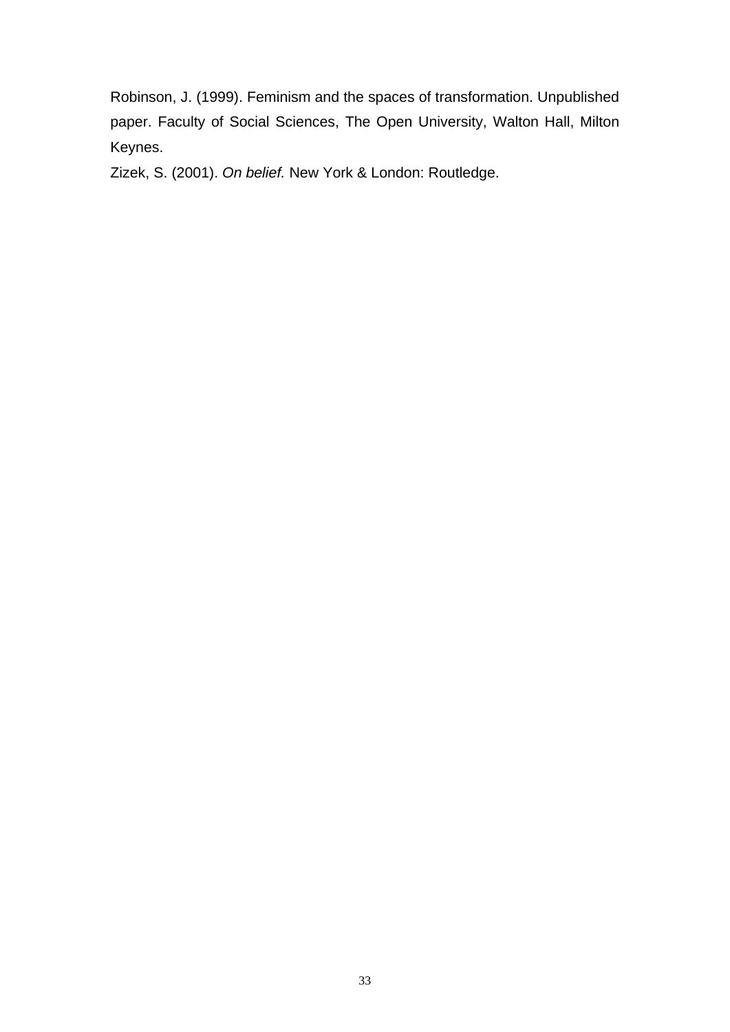Robinson, J. (1999). Feminism and the spaces of transformation. Unpublished paper. Faculty of Social Sciences, The Open University, Walton Hall, Milton Keynes.

Zizek, S. (2001). *On belief.* New York & London: Routledge.